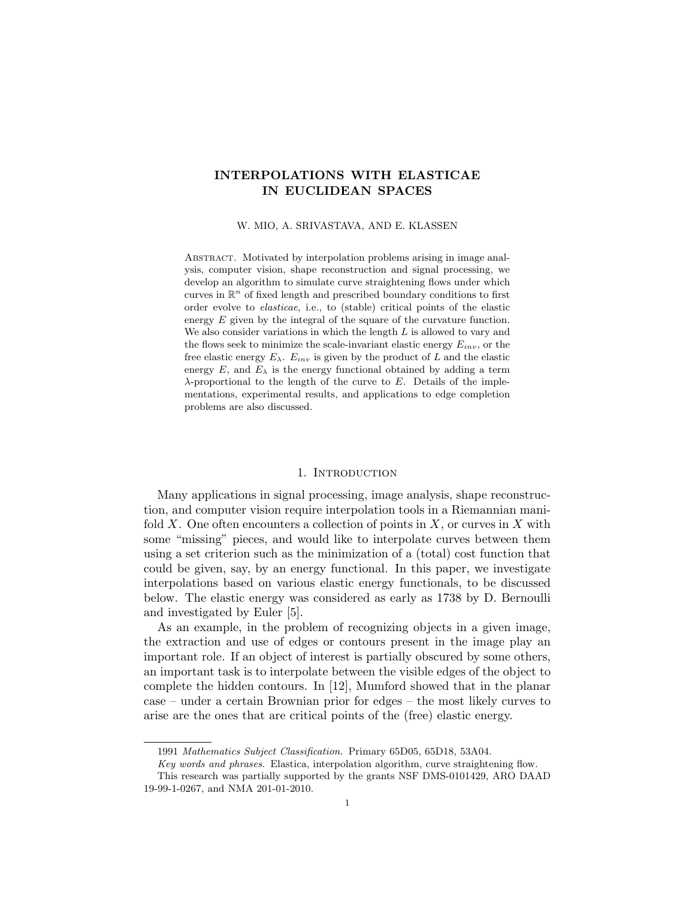# INTERPOLATIONS WITH ELASTICAE IN EUCLIDEAN SPACES

W. MIO, A. SRIVASTAVA, AND E. KLASSEN

Abstract. Motivated by interpolation problems arising in image analysis, computer vision, shape reconstruction and signal processing, we develop an algorithm to simulate curve straightening flows under which curves in $\mathbb{R}^n$ of fixed length and prescribed boundary conditions to first order evolve to *elasticae*, i.e., to (stable) critical points of the elastic energy $E$ given by the integral of the square of the curvature function. We also consider variations in which the length $L$ is allowed to vary and the flows seek to minimize the scale-invariant elastic energy $E_{inv}$, or the free elastic energy $E_\lambda$. $E_{inv}$ is given by the product of $L$ and the elastic energy $E$, and $E_\lambda$ is the energy functional obtained by adding a term $\lambda$-proportional to the length of the curve to $E$. Details of the implementations, experimental results, and applications to edge completion problems are also discussed.

## 1. Introduction

Many applications in signal processing, image analysis, shape reconstruction, and computer vision require interpolation tools in a Riemannian manifold $X$. One often encounters a collection of points in $X$, or curves in $X$ with some "missing" pieces, and would like to interpolate curves between them using a set criterion such as the minimization of a (total) cost function that could be given, say, by an energy functional. In this paper, we investigate interpolations based on various elastic energy functionals, to be discussed below. The elastic energy was considered as early as 1738 by D. Bernoulli and investigated by Euler [5].

As an example, in the problem of recognizing objects in a given image, the extraction and use of edges or contours present in the image play an important role. If an object of interest is partially obscured by some others, an important task is to interpolate between the visible edges of the object to complete the hidden contours. In [12], Mumford showed that in the planar case – under a certain Brownian prior for edges – the most likely curves to arise are the ones that are critical points of the (free) elastic energy.

---

1991 *Mathematics Subject Classification.* Primary 65D05, 65D18, 53A04.

*Key words and phrases.* Elastica, interpolation algorithm, curve straightening flow.

This research was partially supported by the grants NSF DMS-0101429, ARO DAAD 19-99-1-0267, and NMA 201-01-2010.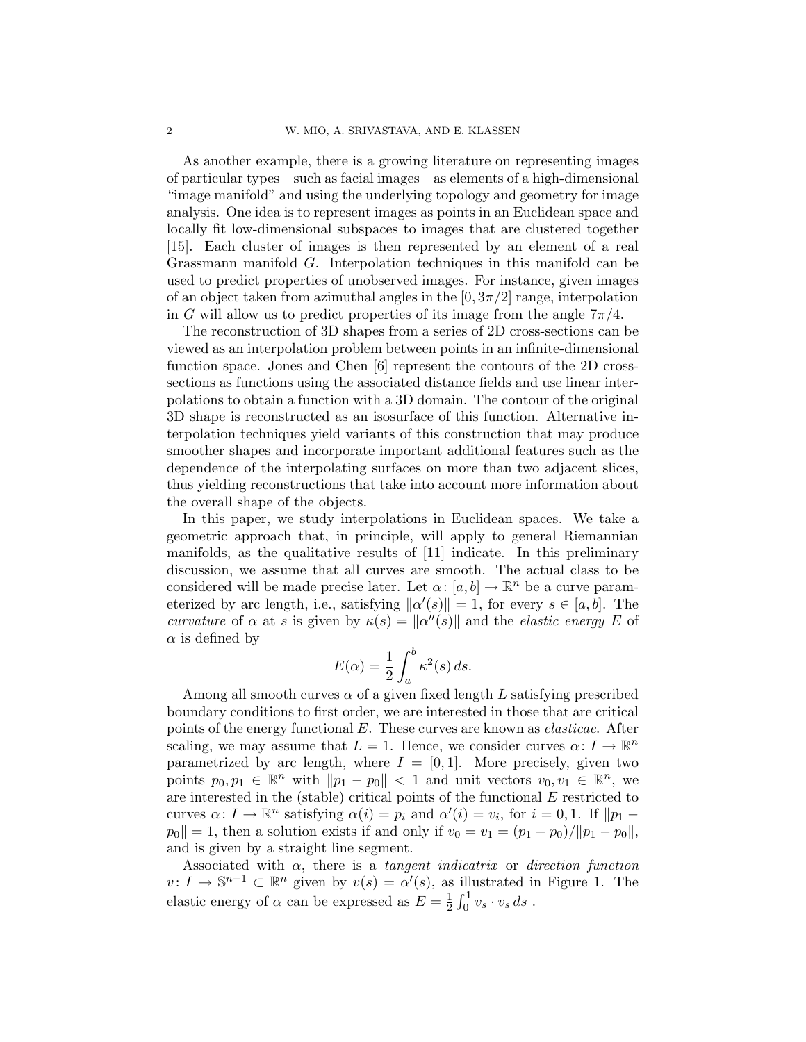As another example, there is a growing literature on representing images of particular types – such as facial images – as elements of a high-dimensional "image manifold" and using the underlying topology and geometry for image analysis. One idea is to represent images as points in an Euclidean space and locally fit low-dimensional subspaces to images that are clustered together [15]. Each cluster of images is then represented by an element of a real Grassmann manifold $G$. Interpolation techniques in this manifold can be used to predict properties of unobserved images. For instance, given images of an object taken from azimuthal angles in the $[0, 3\pi/2]$ range, interpolation in $G$ will allow us to predict properties of its image from the angle $7\pi/4$.

The reconstruction of 3D shapes from a series of 2D cross-sections can be viewed as an interpolation problem between points in an infinite-dimensional function space. Jones and Chen [6] represent the contours of the 2D cross-sections as functions using the associated distance fields and use linear interpolations to obtain a function with a 3D domain. The contour of the original 3D shape is reconstructed as an isosurface of this function. Alternative interpolation techniques yield variants of this construction that may produce smoother shapes and incorporate important additional features such as the dependence of the interpolating surfaces on more than two adjacent slices, thus yielding reconstructions that take into account more information about the overall shape of the objects.

In this paper, we study interpolations in Euclidean spaces. We take a geometric approach that, in principle, will apply to general Riemannian manifolds, as the qualitative results of [11] indicate. In this preliminary discussion, we assume that all curves are smooth. The actual class to be considered will be made precise later. Let $\alpha\colon [a, b] \to \mathbb{R}^n$ be a curve parameterized by arc length, i.e., satisfying $\|\alpha'(s)\| = 1$, for every $s \in [a, b]$. The *curvature* of $\alpha$ at $s$ is given by $\kappa(s) = \|\alpha''(s)\|$ and the *elastic energy* $E$ of $\alpha$ is defined by

$$E(\alpha) = \frac{1}{2} \int_a^b \kappa^2(s)\, ds.$$

Among all smooth curves $\alpha$ of a given fixed length $L$ satisfying prescribed boundary conditions to first order, we are interested in those that are critical points of the energy functional $E$. These curves are known as *elasticae*. After scaling, we may assume that $L = 1$. Hence, we consider curves $\alpha\colon I \to \mathbb{R}^n$ parametrized by arc length, where $I = [0, 1]$. More precisely, given two points $p_0, p_1 \in \mathbb{R}^n$ with $\|p_1 - p_0\| < 1$ and unit vectors $v_0, v_1 \in \mathbb{R}^n$, we are interested in the (stable) critical points of the functional $E$ restricted to curves $\alpha\colon I \to \mathbb{R}^n$ satisfying $\alpha(i) = p_i$ and $\alpha'(i) = v_i$, for $i = 0, 1$. If $\|p_1 - p_0\| = 1$, then a solution exists if and only if $v_0 = v_1 = (p_1 - p_0)/\|p_1 - p_0\|$, and is given by a straight line segment.

Associated with $\alpha$, there is a *tangent indicatrix* or *direction function* $v\colon I \to \mathbb{S}^{n-1} \subset \mathbb{R}^n$ given by $v(s) = \alpha'(s)$, as illustrated in Figure 1. The elastic energy of $\alpha$ can be expressed as $E = \frac{1}{2} \int_0^1 v_s \cdot v_s \, ds$ .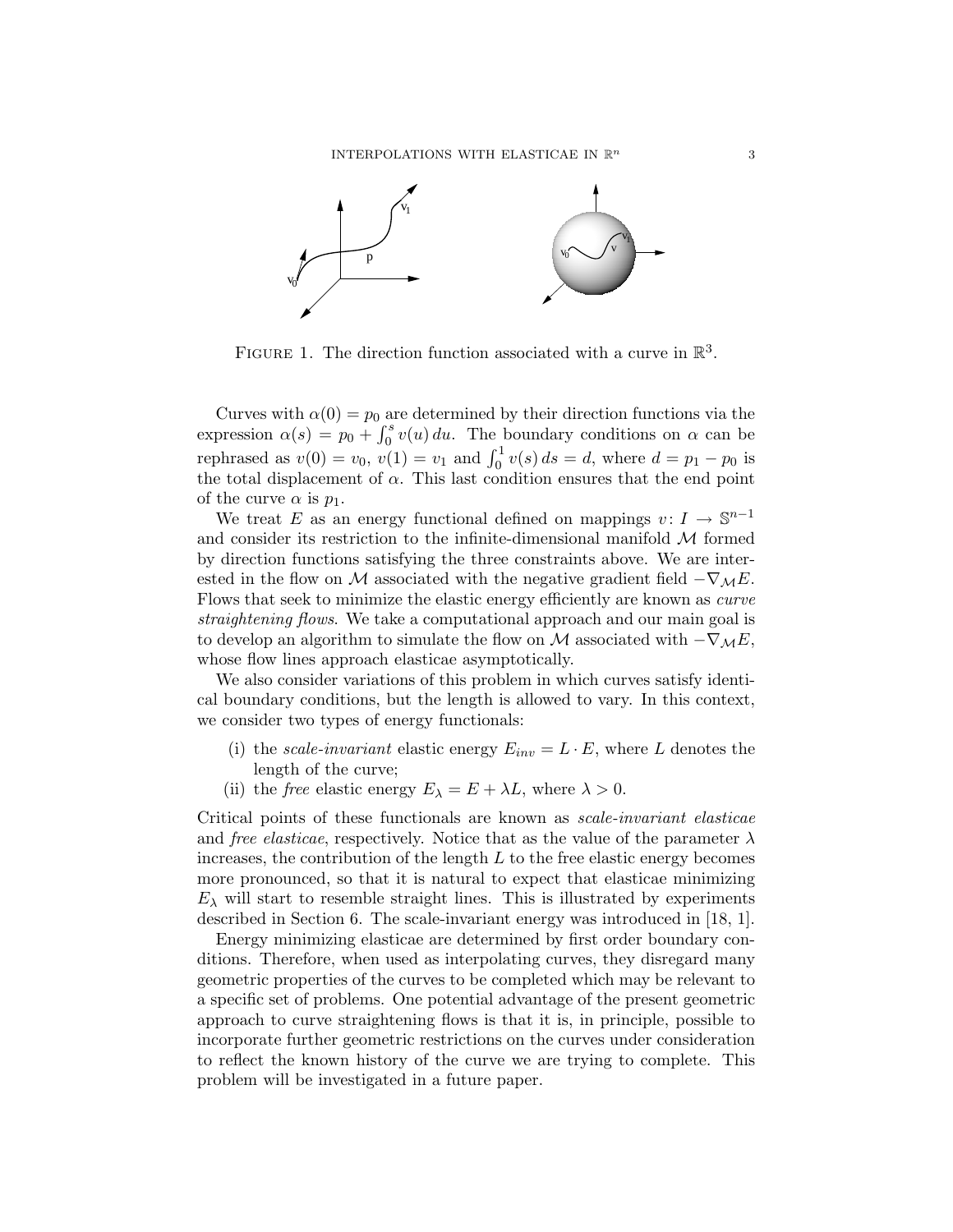FIGURE 1. The direction function associated with a curve in $\mathbb{R}^3$.

Curves with $\alpha(0) = p_0$ are determined by their direction functions via the expression $\alpha(s) = p_0 + \int_0^s v(u)\,du$. The boundary conditions on $\alpha$ can be rephrased as $v(0) = v_0$, $v(1) = v_1$ and $\int_0^1 v(s)\,ds = d$, where $d = p_1 - p_0$ is the total displacement of $\alpha$. This last condition ensures that the end point of the curve $\alpha$ is $p_1$.

We treat $E$ as an energy functional defined on mappings $v\colon I \to \mathbb{S}^{n-1}$ and consider its restriction to the infinite-dimensional manifold $\mathcal{M}$ formed by direction functions satisfying the three constraints above. We are interested in the flow on $\mathcal{M}$ associated with the negative gradient field $-\nabla_{\mathcal{M}} E$. Flows that seek to minimize the elastic energy efficiently are known as *curve straightening flows*. We take a computational approach and our main goal is to develop an algorithm to simulate the flow on $\mathcal{M}$ associated with $-\nabla_{\mathcal{M}} E$, whose flow lines approach elasticae asymptotically.

We also consider variations of this problem in which curves satisfy identical boundary conditions, but the length is allowed to vary. In this context, we consider two types of energy functionals:

(i) the *scale-invariant* elastic energy $E_{inv} = L \cdot E$, where $L$ denotes the length of the curve;
(ii) the *free* elastic energy $E_\lambda = E + \lambda L$, where $\lambda > 0$.

Critical points of these functionals are known as *scale-invariant elasticae* and *free elasticae*, respectively. Notice that as the value of the parameter $\lambda$ increases, the contribution of the length $L$ to the free elastic energy becomes more pronounced, so that it is natural to expect that elasticae minimizing $E_\lambda$ will start to resemble straight lines. This is illustrated by experiments described in Section 6. The scale-invariant energy was introduced in [18, 1].

Energy minimizing elasticae are determined by first order boundary conditions. Therefore, when used as interpolating curves, they disregard many geometric properties of the curves to be completed which may be relevant to a specific set of problems. One potential advantage of the present geometric approach to curve straightening flows is that it is, in principle, possible to incorporate further geometric restrictions on the curves under consideration to reflect the known history of the curve we are trying to complete. This problem will be investigated in a future paper.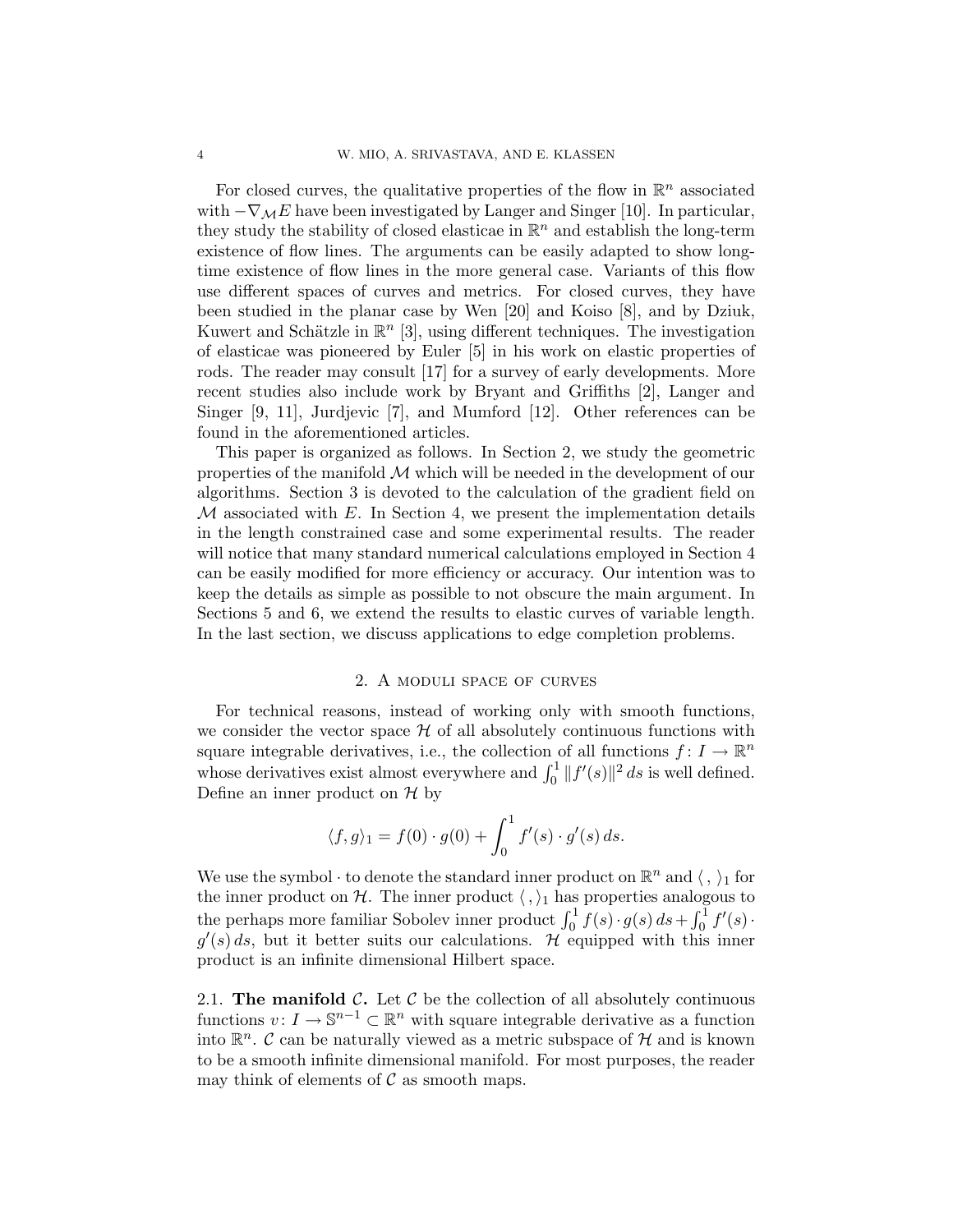For closed curves, the qualitative properties of the flow in $\mathbb{R}^n$ associated with $-\nabla_{\mathcal{M}} E$ have been investigated by Langer and Singer [10]. In particular, they study the stability of closed elasticae in $\mathbb{R}^n$ and establish the long-term existence of flow lines. The arguments can be easily adapted to show long-time existence of flow lines in the more general case. Variants of this flow use different spaces of curves and metrics. For closed curves, they have been studied in the planar case by Wen [20] and Koiso [8], and by Dziuk, Kuwert and Schätzle in $\mathbb{R}^n$ [3], using different techniques. The investigation of elasticae was pioneered by Euler [5] in his work on elastic properties of rods. The reader may consult [17] for a survey of early developments. More recent studies also include work by Bryant and Griffiths [2], Langer and Singer [9, 11], Jurdjevic [7], and Mumford [12]. Other references can be found in the aforementioned articles.

This paper is organized as follows. In Section 2, we study the geometric properties of the manifold $\mathcal{M}$ which will be needed in the development of our algorithms. Section 3 is devoted to the calculation of the gradient field on $\mathcal{M}$ associated with $E$. In Section 4, we present the implementation details in the length constrained case and some experimental results. The reader will notice that many standard numerical calculations employed in Section 4 can be easily modified for more efficiency or accuracy. Our intention was to keep the details as simple as possible to not obscure the main argument. In Sections 5 and 6, we extend the results to elastic curves of variable length. In the last section, we discuss applications to edge completion problems.

## 2. A moduli space of curves

For technical reasons, instead of working only with smooth functions, we consider the vector space $\mathcal{H}$ of all absolutely continuous functions with square integrable derivatives, i.e., the collection of all functions $f\colon I \to \mathbb{R}^n$ whose derivatives exist almost everywhere and $\int_0^1 \|f'(s)\|^2\, ds$ is well defined. Define an inner product on $\mathcal{H}$ by

$$\langle f, g\rangle_1 = f(0) \cdot g(0) + \int_0^1 f'(s) \cdot g'(s)\, ds.$$

We use the symbol $\cdot$ to denote the standard inner product on $\mathbb{R}^n$ and $\langle\, ,\rangle_1$ for the inner product on $\mathcal{H}$. The inner product $\langle\, ,\rangle_1$ has properties analogous to the perhaps more familiar Sobolev inner product $\int_0^1 f(s) \cdot g(s)\, ds + \int_0^1 f'(s) \cdot g'(s)\, ds$, but it better suits our calculations. $\mathcal{H}$ equipped with this inner product is an infinite dimensional Hilbert space.

### 2.1. **The manifold $\mathcal{C}$.**

Let $\mathcal{C}$ be the collection of all absolutely continuous functions $v\colon I \to \mathbb{S}^{n-1} \subset \mathbb{R}^n$ with square integrable derivative as a function into $\mathbb{R}^n$. $\mathcal{C}$ can be naturally viewed as a metric subspace of $\mathcal{H}$ and is known to be a smooth infinite dimensional manifold. For most purposes, the reader may think of elements of $\mathcal{C}$ as smooth maps.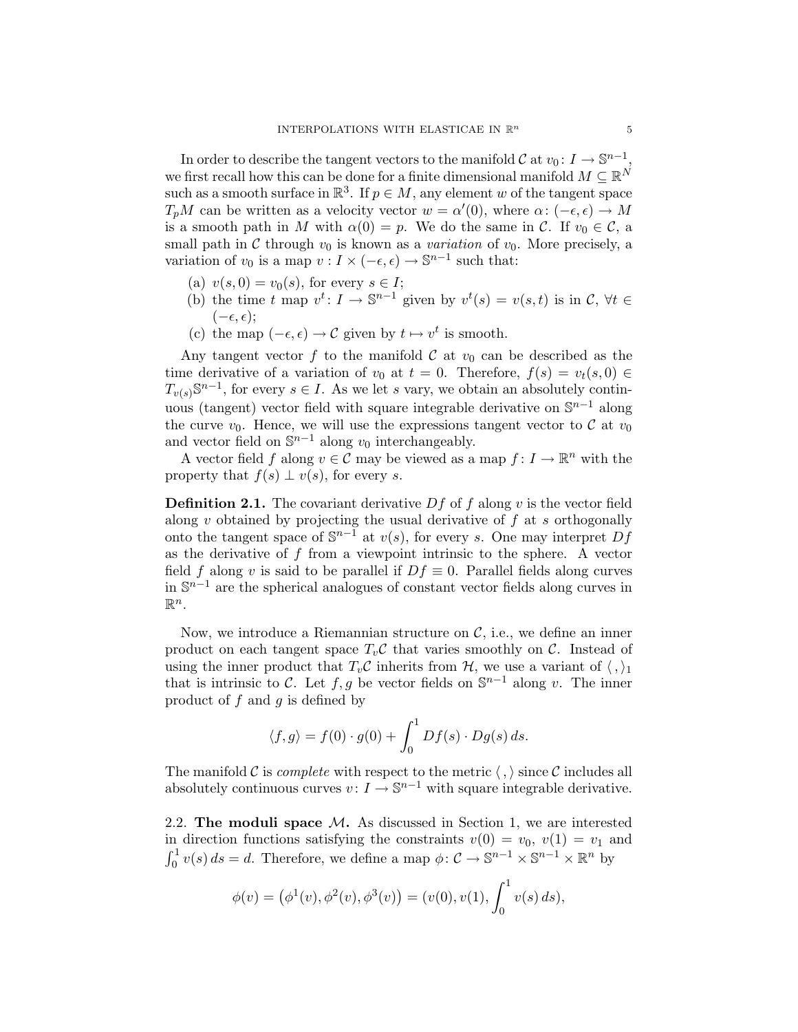In order to describe the tangent vectors to the manifold $\mathcal{C}$ at $v_0 \colon I \to \mathbb{S}^{n-1}$, we first recall how this can be done for a finite dimensional manifold $M \subseteq \mathbb{R}^N$ such as a smooth surface in $\mathbb{R}^3$. If $p \in M$, any element $w$ of the tangent space $T_pM$ can be written as a velocity vector $w = \alpha'(0)$, where $\alpha \colon (-\epsilon, \epsilon) \to M$ is a smooth path in $M$ with $\alpha(0) = p$. We do the same in $\mathcal{C}$. If $v_0 \in \mathcal{C}$, a small path in $\mathcal{C}$ through $v_0$ is known as a *variation* of $v_0$. More precisely, a variation of $v_0$ is a map $v : I \times (-\epsilon, \epsilon) \to \mathbb{S}^{n-1}$ such that:

(a) $v(s, 0) = v_0(s)$, for every $s \in I$;
(b) the time $t$ map $v^t \colon I \to \mathbb{S}^{n-1}$ given by $v^t(s) = v(s,t)$ is in $\mathcal{C}$, $\forall t \in (-\epsilon, \epsilon)$;
(c) the map $(-\epsilon, \epsilon) \to \mathcal{C}$ given by $t \mapsto v^t$ is smooth.

Any tangent vector $f$ to the manifold $\mathcal{C}$ at $v_0$ can be described as the time derivative of a variation of $v_0$ at $t = 0$. Therefore, $f(s) = v_t(s, 0) \in T_{v(s)}\mathbb{S}^{n-1}$, for every $s \in I$. As we let $s$ vary, we obtain an absolutely continuous (tangent) vector field with square integrable derivative on $\mathbb{S}^{n-1}$ along the curve $v_0$. Hence, we will use the expressions tangent vector to $\mathcal{C}$ at $v_0$ and vector field on $\mathbb{S}^{n-1}$ along $v_0$ interchangeably.

A vector field $f$ along $v \in \mathcal{C}$ may be viewed as a map $f \colon I \to \mathbb{R}^n$ with the property that $f(s) \perp v(s)$, for every $s$.

**Definition 2.1.** The covariant derivative $Df$ of $f$ along $v$ is the vector field along $v$ obtained by projecting the usual derivative of $f$ at $s$ orthogonally onto the tangent space of $\mathbb{S}^{n-1}$ at $v(s)$, for every $s$. One may interpret $Df$ as the derivative of $f$ from a viewpoint intrinsic to the sphere. A vector field $f$ along $v$ is said to be parallel if $Df \equiv 0$. Parallel fields along curves in $\mathbb{S}^{n-1}$ are the spherical analogues of constant vector fields along curves in $\mathbb{R}^n$.

Now, we introduce a Riemannian structure on $\mathcal{C}$, i.e., we define an inner product on each tangent space $T_v\mathcal{C}$ that varies smoothly on $\mathcal{C}$. Instead of using the inner product that $T_v\mathcal{C}$ inherits from $\mathcal{H}$, we use a variant of $\langle \, , \rangle_1$ that is intrinsic to $\mathcal{C}$. Let $f, g$ be vector fields on $\mathbb{S}^{n-1}$ along $v$. The inner product of $f$ and $g$ is defined by

$$\langle f, g \rangle = f(0) \cdot g(0) + \int_0^1 Df(s) \cdot Dg(s)\, ds.$$

The manifold $\mathcal{C}$ is *complete* with respect to the metric $\langle \, , \rangle$ since $\mathcal{C}$ includes all absolutely continuous curves $v \colon I \to \mathbb{S}^{n-1}$ with square integrable derivative.

## 2.2. The moduli space $\mathcal{M}$.

As discussed in Section 1, we are interested in direction functions satisfying the constraints $v(0) = v_0$, $v(1) = v_1$ and $\int_0^1 v(s)\, ds = d$. Therefore, we define a map $\phi \colon \mathcal{C} \to \mathbb{S}^{n-1} \times \mathbb{S}^{n-1} \times \mathbb{R}^n$ by

$$\phi(v) = \big(\phi^1(v), \phi^2(v), \phi^3(v)\big) = (v(0), v(1), \int_0^1 v(s)\, ds),$$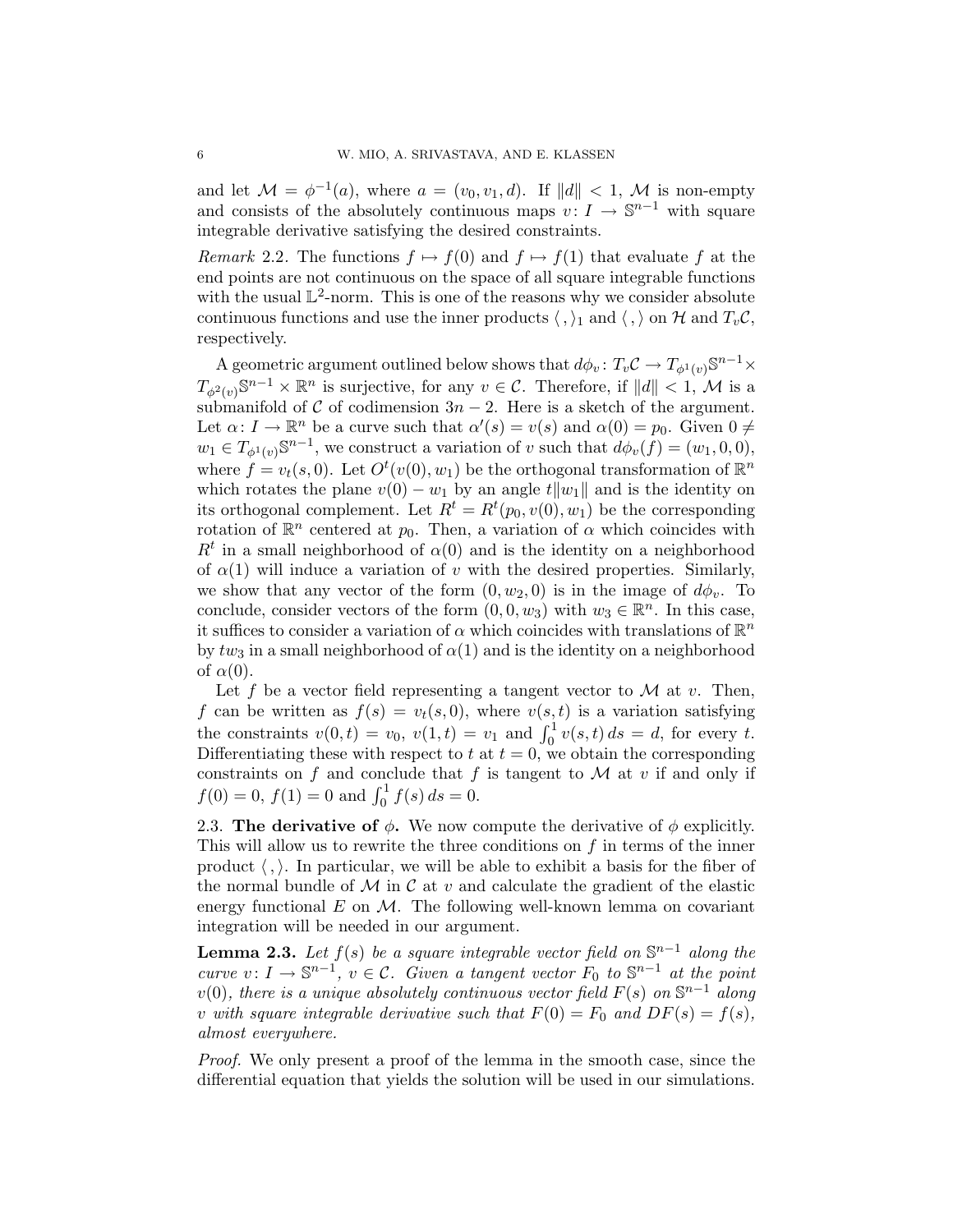and let $\mathcal{M} = \phi^{-1}(a)$, where $a = (v_0, v_1, d)$. If $\|d\| < 1$, $\mathcal{M}$ is non-empty and consists of the absolutely continuous maps $v\colon I \to \mathbb{S}^{n-1}$ with square integrable derivative satisfying the desired constraints.

*Remark* 2.2. The functions $f \mapsto f(0)$ and $f \mapsto f(1)$ that evaluate $f$ at the end points are not continuous on the space of all square integrable functions with the usual $\mathbb{L}^2$-norm. This is one of the reasons why we consider absolute continuous functions and use the inner products $\langle \, , \rangle_1$ and $\langle \, , \rangle$ on $\mathcal{H}$ and $T_v\mathcal{C}$, respectively.

A geometric argument outlined below shows that $d\phi_v\colon T_v\mathcal{C} \to T_{\phi^1(v)}\mathbb{S}^{n-1} \times T_{\phi^2(v)}\mathbb{S}^{n-1} \times \mathbb{R}^n$ is surjective, for any $v \in \mathcal{C}$. Therefore, if $\|d\| < 1$, $\mathcal{M}$ is a submanifold of $\mathcal{C}$ of codimension $3n - 2$. Here is a sketch of the argument. Let $\alpha\colon I \to \mathbb{R}^n$ be a curve such that $\alpha'(s) = v(s)$ and $\alpha(0) = p_0$. Given $0 \neq w_1 \in T_{\phi^1(v)}\mathbb{S}^{n-1}$, we construct a variation of $v$ such that $d\phi_v(f) = (w_1, 0, 0)$, where $f = v_t(s, 0)$. Let $O^t(v(0), w_1)$ be the orthogonal transformation of $\mathbb{R}^n$ which rotates the plane $v(0) - w_1$ by an angle $t\|w_1\|$ and is the identity on its orthogonal complement. Let $R^t = R^t(p_0, v(0), w_1)$ be the corresponding rotation of $\mathbb{R}^n$ centered at $p_0$. Then, a variation of $\alpha$ which coincides with $R^t$ in a small neighborhood of $\alpha(0)$ and is the identity on a neighborhood of $\alpha(1)$ will induce a variation of $v$ with the desired properties. Similarly, we show that any vector of the form $(0, w_2, 0)$ is in the image of $d\phi_v$. To conclude, consider vectors of the form $(0, 0, w_3)$ with $w_3 \in \mathbb{R}^n$. In this case, it suffices to consider a variation of $\alpha$ which coincides with translations of $\mathbb{R}^n$ by $tw_3$ in a small neighborhood of $\alpha(1)$ and is the identity on a neighborhood of $\alpha(0)$.

Let $f$ be a vector field representing a tangent vector to $\mathcal{M}$ at $v$. Then, $f$ can be written as $f(s) = v_t(s, 0)$, where $v(s, t)$ is a variation satisfying the constraints $v(0, t) = v_0$, $v(1, t) = v_1$ and $\int_0^1 v(s, t)\, ds = d$, for every $t$. Differentiating these with respect to $t$ at $t = 0$, we obtain the corresponding constraints on $f$ and conclude that $f$ is tangent to $\mathcal{M}$ at $v$ if and only if $f(0) = 0$, $f(1) = 0$ and $\int_0^1 f(s)\, ds = 0$.

2.3. **The derivative of** $\phi$**.** We now compute the derivative of $\phi$ explicitly. This will allow us to rewrite the three conditions on $f$ in terms of the inner product $\langle \, , \rangle$. In particular, we will be able to exhibit a basis for the fiber of the normal bundle of $\mathcal{M}$ in $\mathcal{C}$ at $v$ and calculate the gradient of the elastic energy functional $E$ on $\mathcal{M}$. The following well-known lemma on covariant integration will be needed in our argument.

**Lemma 2.3.** *Let $f(s)$ be a square integrable vector field on $\mathbb{S}^{n-1}$ along the curve $v\colon I \to \mathbb{S}^{n-1}$, $v \in \mathcal{C}$. Given a tangent vector $F_0$ to $\mathbb{S}^{n-1}$ at the point $v(0)$, there is a unique absolutely continuous vector field $F(s)$ on $\mathbb{S}^{n-1}$ along $v$ with square integrable derivative such that $F(0) = F_0$ and $DF(s) = f(s)$, almost everywhere.*

*Proof.* We only present a proof of the lemma in the smooth case, since the differential equation that yields the solution will be used in our simulations.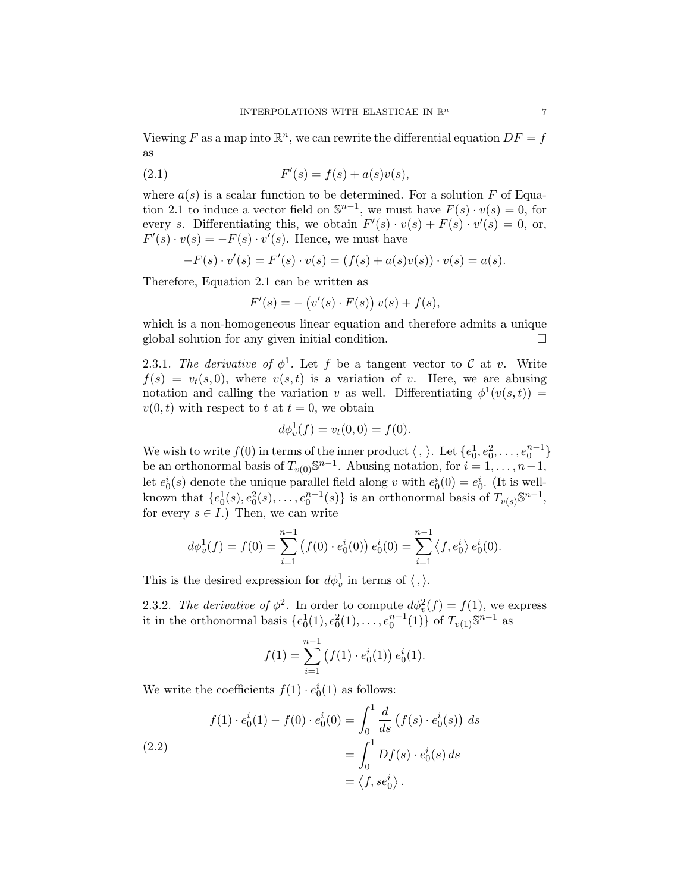Viewing $F$ as a map into $\mathbb{R}^n$, we can rewrite the differential equation $DF = f$ as

$$F'(s) = f(s) + a(s)v(s), \tag{2.1}$$

where $a(s)$ is a scalar function to be determined. For a solution $F$ of Equation 2.1 to induce a vector field on $\mathbb{S}^{n-1}$, we must have $F(s) \cdot v(s) = 0$, for every $s$. Differentiating this, we obtain $F'(s) \cdot v(s) + F(s) \cdot v'(s) = 0$, or, $F'(s) \cdot v(s) = -F(s) \cdot v'(s)$. Hence, we must have

$$-F(s) \cdot v'(s) = F'(s) \cdot v(s) = (f(s) + a(s)v(s)) \cdot v(s) = a(s).$$

Therefore, Equation 2.1 can be written as

$$F'(s) = -\left(v'(s) \cdot F(s)\right) v(s) + f(s),$$

which is a non-homogeneous linear equation and therefore admits a unique global solution for any given initial condition. $\square$

2.3.1. *The derivative of $\phi^1$.* Let $f$ be a tangent vector to $\mathcal{C}$ at $v$. Write $f(s) = v_t(s, 0)$, where $v(s, t)$ is a variation of $v$. Here, we are abusing notation and calling the variation $v$ as well. Differentiating $\phi^1(v(s, t)) = v(0, t)$ with respect to $t$ at $t = 0$, we obtain

$$d\phi^1_v(f) = v_t(0, 0) = f(0).$$

We wish to write $f(0)$ in terms of the inner product $\langle\, , \,\rangle$. Let $\{e^1_0, e^2_0, \ldots, e^{n-1}_0\}$ be an orthonormal basis of $T_{v(0)}\mathbb{S}^{n-1}$. Abusing notation, for $i = 1, \ldots, n-1$, let $e^i_0(s)$ denote the unique parallel field along $v$ with $e^i_0(0) = e^i_0$. (It is well-known that $\{e^1_0(s), e^2_0(s), \ldots, e^{n-1}_0(s)\}$ is an orthonormal basis of $T_{v(s)}\mathbb{S}^{n-1}$, for every $s \in I$.) Then, we can write

$$d\phi^1_v(f) = f(0) = \sum_{i=1}^{n-1} \left(f(0) \cdot e^i_0(0)\right) e^i_0(0) = \sum_{i=1}^{n-1} \left\langle f, e^i_0 \right\rangle e^i_0(0).$$

This is the desired expression for $d\phi^1_v$ in terms of $\langle\, , \rangle$.

2.3.2. *The derivative of $\phi^2$.* In order to compute $d\phi^2_v(f) = f(1)$, we express it in the orthonormal basis $\{e^1_0(1), e^2_0(1), \ldots, e^{n-1}_0(1)\}$ of $T_{v(1)}\mathbb{S}^{n-1}$ as

$$f(1) = \sum_{i=1}^{n-1} \left(f(1) \cdot e^i_0(1)\right) e^i_0(1).$$

We write the coefficients $f(1) \cdot e^i_0(1)$ as follows:

$$\begin{aligned} f(1) \cdot e^i_0(1) - f(0) \cdot e^i_0(0) &= \int_0^1 \frac{d}{ds}\left(f(s) \cdot e^i_0(s)\right)\, ds \\ &= \int_0^1 Df(s) \cdot e^i_0(s)\, ds \\ &= \left\langle f, s e^i_0 \right\rangle. \end{aligned} \tag{2.2}$$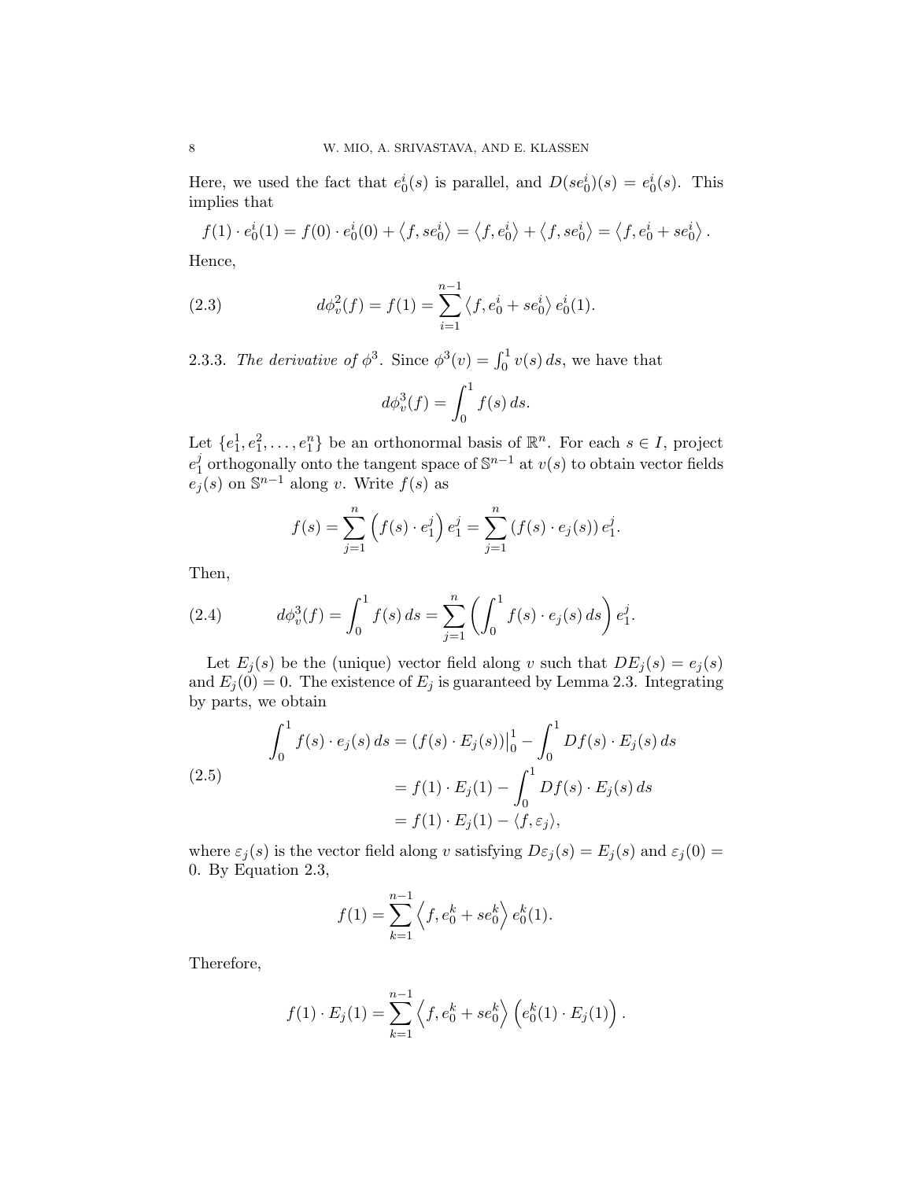Here, we used the fact that $e_0^i(s)$ is parallel, and $D(se_0^i)(s) = e_0^i(s)$. This implies that

$$f(1) \cdot e_0^i(1) = f(0) \cdot e_0^i(0) + \langle f, se_0^i \rangle = \langle f, e_0^i \rangle + \langle f, se_0^i \rangle = \langle f, e_0^i + se_0^i \rangle .$$

Hence,

$$d\phi_v^2(f) = f(1) = \sum_{i=1}^{n-1} \langle f, e_0^i + se_0^i \rangle \, e_0^i(1). \tag{2.3}$$

2.3.3. *The derivative of $\phi^3$.* Since $\phi^3(v) = \int_0^1 v(s)\, ds$, we have that

$$d\phi_v^3(f) = \int_0^1 f(s)\, ds.$$

Let $\{e_1^1, e_1^2, \ldots, e_1^n\}$ be an orthonormal basis of $\mathbb{R}^n$. For each $s \in I$, project $e_1^j$ orthogonally onto the tangent space of $\mathbb{S}^{n-1}$ at $v(s)$ to obtain vector fields $e_j(s)$ on $\mathbb{S}^{n-1}$ along $v$. Write $f(s)$ as

$$f(s) = \sum_{j=1}^{n} \left( f(s) \cdot e_1^j \right) e_1^j = \sum_{j=1}^{n} \left( f(s) \cdot e_j(s) \right) e_1^j.$$

Then,

$$d\phi_v^3(f) = \int_0^1 f(s)\, ds = \sum_{j=1}^{n} \left( \int_0^1 f(s) \cdot e_j(s)\, ds \right) e_1^j. \tag{2.4}$$

Let $E_j(s)$ be the (unique) vector field along $v$ such that $DE_j(s) = e_j(s)$ and $E_j(0) = 0$. The existence of $E_j$ is guaranteed by Lemma 2.3. Integrating by parts, we obtain

$$\begin{aligned} \int_0^1 f(s) \cdot e_j(s)\, ds &= \left( f(s) \cdot E_j(s) \right)\Big|_0^1 - \int_0^1 Df(s) \cdot E_j(s)\, ds \\ &= f(1) \cdot E_j(1) - \int_0^1 Df(s) \cdot E_j(s)\, ds \\ &= f(1) \cdot E_j(1) - \langle f, \varepsilon_j \rangle, \end{aligned} \tag{2.5}$$

where $\varepsilon_j(s)$ is the vector field along $v$ satisfying $D\varepsilon_j(s) = E_j(s)$ and $\varepsilon_j(0) = 0$. By Equation 2.3,

$$f(1) = \sum_{k=1}^{n-1} \left\langle f, e_0^k + se_0^k \right\rangle e_0^k(1).$$

Therefore,

$$f(1) \cdot E_j(1) = \sum_{k=1}^{n-1} \left\langle f, e_0^k + se_0^k \right\rangle \left( e_0^k(1) \cdot E_j(1) \right).$$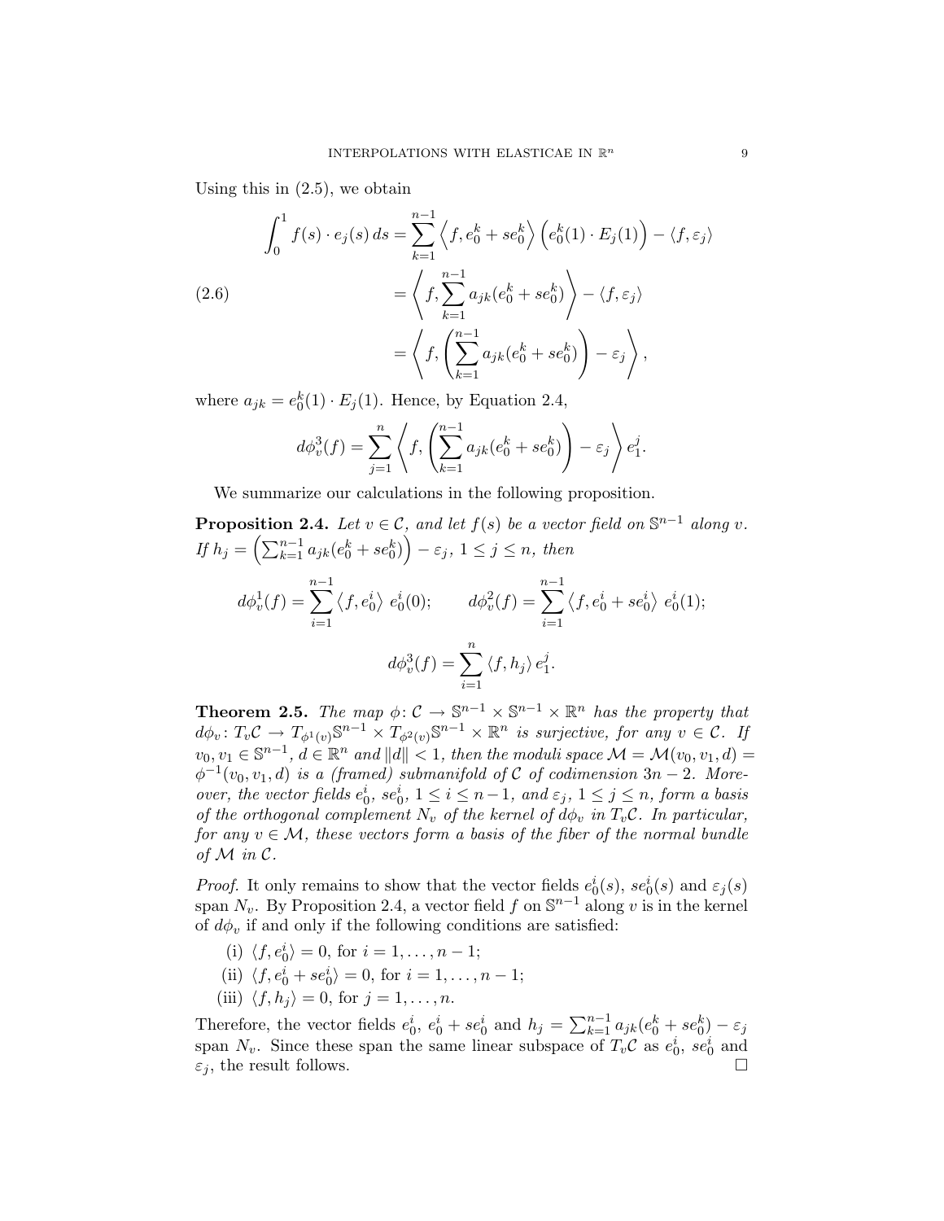Using this in (2.5), we obtain

$$
\begin{aligned}
\int_0^1 f(s) \cdot e_j(s)\, ds &= \sum_{k=1}^{n-1} \left\langle f, e_0^k + s e_0^k \right\rangle \left( e_0^k(1) \cdot E_j(1) \right) - \langle f, \varepsilon_j \rangle \\
&= \left\langle f, \sum_{k=1}^{n-1} a_{jk} (e_0^k + s e_0^k) \right\rangle - \langle f, \varepsilon_j \rangle \\
&= \left\langle f, \left( \sum_{k=1}^{n-1} a_{jk} (e_0^k + s e_0^k) \right) - \varepsilon_j \right\rangle,
\end{aligned}
\tag{2.6}
$$

where $a_{jk} = e_0^k(1) \cdot E_j(1)$. Hence, by Equation 2.4,

$$
d\phi_v^3(f) = \sum_{j=1}^{n} \left\langle f, \left( \sum_{k=1}^{n-1} a_{jk} (e_0^k + s e_0^k) \right) - \varepsilon_j \right\rangle e_1^j.
$$

We summarize our calculations in the following proposition.

**Proposition 2.4.** *Let $v \in \mathcal{C}$, and let $f(s)$ be a vector field on $\mathbb{S}^{n-1}$ along $v$. If $h_j = \left( \sum_{k=1}^{n-1} a_{jk} (e_0^k + s e_0^k) \right) - \varepsilon_j$, $1 \le j \le n$, then*

$$
d\phi_v^1(f) = \sum_{i=1}^{n-1} \left\langle f, e_0^i \right\rangle\, e_0^i(0); \qquad d\phi_v^2(f) = \sum_{i=1}^{n-1} \left\langle f, e_0^i + s e_0^i \right\rangle\, e_0^i(1);
$$

$$
d\phi_v^3(f) = \sum_{i=1}^{n} \langle f, h_j \rangle\, e_1^j.
$$

**Theorem 2.5.** *The map $\phi \colon \mathcal{C} \to \mathbb{S}^{n-1} \times \mathbb{S}^{n-1} \times \mathbb{R}^n$ has the property that $d\phi_v \colon T_v\mathcal{C} \to T_{\phi^1(v)}\mathbb{S}^{n-1} \times T_{\phi^2(v)}\mathbb{S}^{n-1} \times \mathbb{R}^n$ is surjective, for any $v \in \mathcal{C}$. If $v_0, v_1 \in \mathbb{S}^{n-1}$, $d \in \mathbb{R}^n$ and $\|d\| < 1$, then the moduli space $\mathcal{M} = \mathcal{M}(v_0, v_1, d) = \phi^{-1}(v_0, v_1, d)$ is a (framed) submanifold of $\mathcal{C}$ of codimension $3n - 2$. Moreover, the vector fields $e_0^i$, $s e_0^i$, $1 \le i \le n-1$, and $\varepsilon_j$, $1 \le j \le n$, form a basis of the orthogonal complement $N_v$ of the kernel of $d\phi_v$ in $T_v\mathcal{C}$. In particular, for any $v \in \mathcal{M}$, these vectors form a basis of the fiber of the normal bundle of $\mathcal{M}$ in $\mathcal{C}$.*

*Proof.* It only remains to show that the vector fields $e_0^i(s)$, $s e_0^i(s)$ and $\varepsilon_j(s)$ span $N_v$. By Proposition 2.4, a vector field $f$ on $\mathbb{S}^{n-1}$ along $v$ is in the kernel of $d\phi_v$ if and only if the following conditions are satisfied:

(i) $\langle f, e_0^i \rangle = 0$, for $i = 1, \ldots, n-1$;
(ii) $\langle f, e_0^i + s e_0^i \rangle = 0$, for $i = 1, \ldots, n-1$;
(iii) $\langle f, h_j \rangle = 0$, for $j = 1, \ldots, n$.

Therefore, the vector fields $e_0^i$, $e_0^i + s e_0^i$ and $h_j = \sum_{k=1}^{n-1} a_{jk}(e_0^k + s e_0^k) - \varepsilon_j$ span $N_v$. Since these span the same linear subspace of $T_v\mathcal{C}$ as $e_0^i$, $s e_0^i$ and $\varepsilon_j$, the result follows. □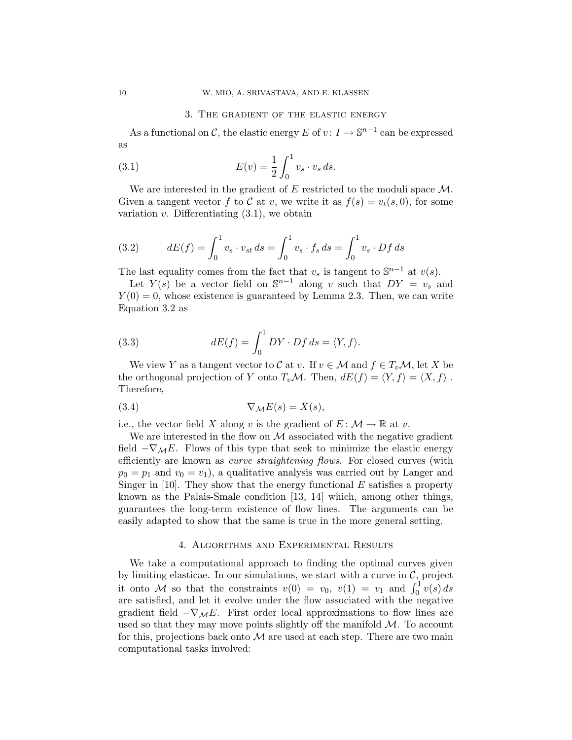## 3. The gradient of the elastic energy

As a functional on $\mathcal{C}$, the elastic energy $E$ of $v\colon I \to \mathbb{S}^{n-1}$ can be expressed as

$$E(v) = \frac{1}{2}\int_0^1 v_s \cdot v_s \, ds. \tag{3.1}$$

We are interested in the gradient of $E$ restricted to the moduli space $\mathcal{M}$. Given a tangent vector $f$ to $\mathcal{C}$ at $v$, we write it as $f(s) = v_t(s, 0)$, for some variation $v$. Differentiating (3.1), we obtain

$$dE(f) = \int_0^1 v_s \cdot v_{st} \, ds = \int_0^1 v_s \cdot f_s \, ds = \int_0^1 v_s \cdot Df \, ds \tag{3.2}$$

The last equality comes from the fact that $v_s$ is tangent to $\mathbb{S}^{n-1}$ at $v(s)$.

Let $Y(s)$ be a vector field on $\mathbb{S}^{n-1}$ along $v$ such that $DY = v_s$ and $Y(0) = 0$, whose existence is guaranteed by Lemma 2.3. Then, we can write Equation 3.2 as

$$dE(f) = \int_0^1 DY \cdot Df \, ds = \langle Y, f \rangle. \tag{3.3}$$

We view $Y$ as a tangent vector to $\mathcal{C}$ at $v$. If $v \in \mathcal{M}$ and $f \in T_v\mathcal{M}$, let $X$ be the orthogonal projection of $Y$ onto $T_v\mathcal{M}$. Then, $dE(f) = \langle Y, f \rangle = \langle X, f \rangle$ . Therefore,

$$\nabla_{\mathcal{M}} E(s) = X(s), \tag{3.4}$$

i.e., the vector field $X$ along $v$ is the gradient of $E\colon \mathcal{M} \to \mathbb{R}$ at $v$.

We are interested in the flow on $\mathcal{M}$ associated with the negative gradient field $-\nabla_{\mathcal{M}} E$. Flows of this type that seek to minimize the elastic energy efficiently are known as *curve straightening flows*. For closed curves (with $p_0 = p_1$ and $v_0 = v_1$), a qualitative analysis was carried out by Langer and Singer in [10]. They show that the energy functional $E$ satisfies a property known as the Palais-Smale condition [13, 14] which, among other things, guarantees the long-term existence of flow lines. The arguments can be easily adapted to show that the same is true in the more general setting.

## 4. Algorithms and Experimental Results

We take a computational approach to finding the optimal curves given by limiting elasticae. In our simulations, we start with a curve in $\mathcal{C}$, project it onto $\mathcal{M}$ so that the constraints $v(0) = v_0$, $v(1) = v_1$ and $\int_0^1 v(s)\, ds$ are satisfied, and let it evolve under the flow associated with the negative gradient field $-\nabla_{\mathcal{M}} E$. First order local approximations to flow lines are used so that they may move points slightly off the manifold $\mathcal{M}$. To account for this, projections back onto $\mathcal{M}$ are used at each step. There are two main computational tasks involved: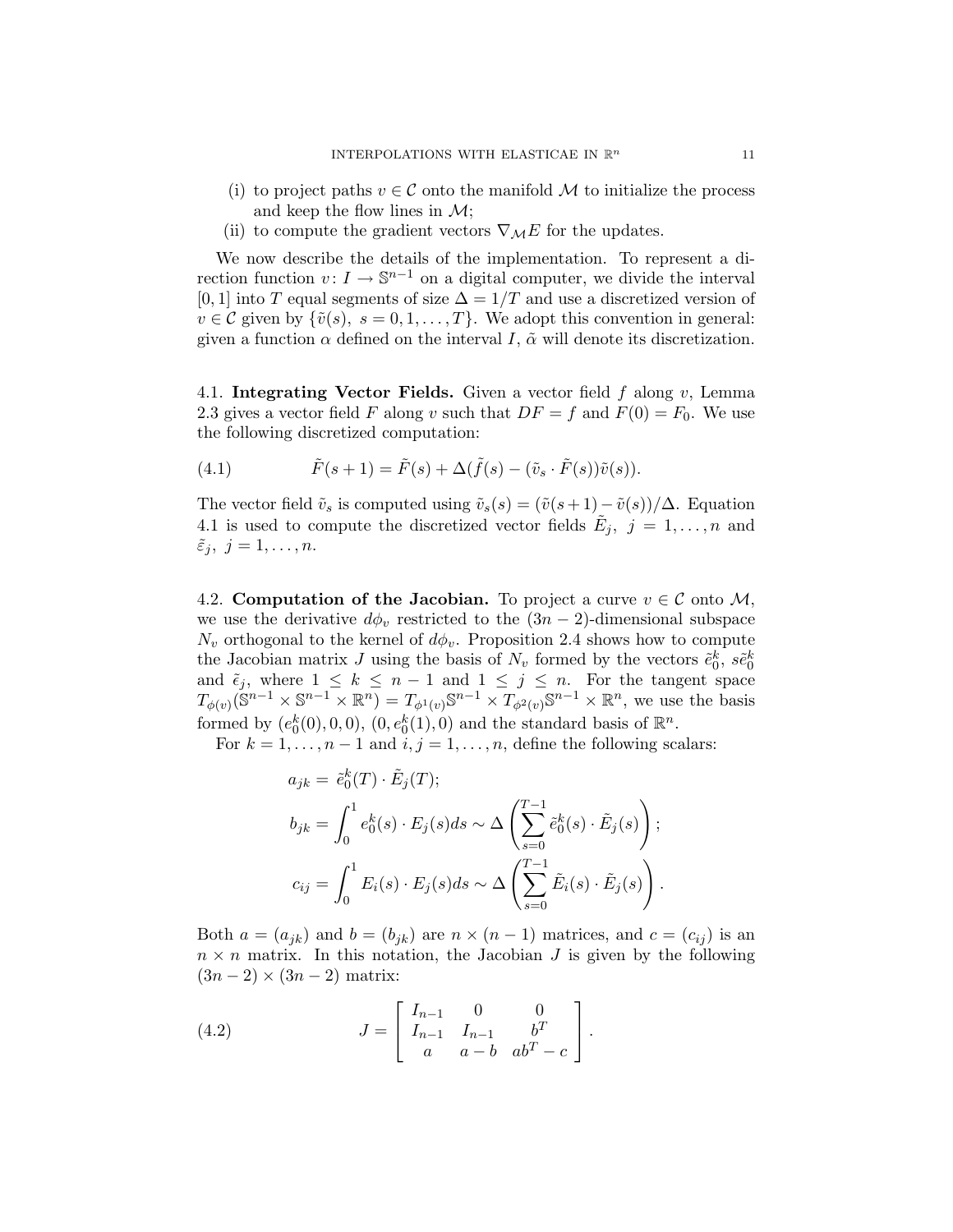(i) to project paths $v \in \mathcal{C}$ onto the manifold $\mathcal{M}$ to initialize the process and keep the flow lines in $\mathcal{M}$;

(ii) to compute the gradient vectors $\nabla_{\mathcal{M}} E$ for the updates.

We now describe the details of the implementation. To represent a direction function $v\colon I \to \mathbb{S}^{n-1}$ on a digital computer, we divide the interval $[0,1]$ into $T$ equal segments of size $\Delta = 1/T$ and use a discretized version of $v \in \mathcal{C}$ given by $\{\tilde{v}(s),\ s = 0, 1, \ldots, T\}$. We adopt this convention in general: given a function $\alpha$ defined on the interval $I$, $\tilde{\alpha}$ will denote its discretization.

## 4.1. Integrating Vector Fields.

Given a vector field $f$ along $v$, Lemma 2.3 gives a vector field $F$ along $v$ such that $DF = f$ and $F(0) = F_0$. We use the following discretized computation:

$$\tilde{F}(s+1) = \tilde{F}(s) + \Delta(\tilde{f}(s) - (\tilde{v}_s \cdot \tilde{F}(s))\tilde{v}(s)). \tag{4.1}$$

The vector field $\tilde{v}_s$ is computed using $\tilde{v}_s(s) = (\tilde{v}(s+1) - \tilde{v}(s))/\Delta$. Equation 4.1 is used to compute the discretized vector fields $\tilde{E}_j,\ j = 1, \ldots, n$ and $\tilde{\varepsilon}_j,\ j = 1, \ldots, n$.

## 4.2. Computation of the Jacobian.

To project a curve $v \in \mathcal{C}$ onto $\mathcal{M}$, we use the derivative $d\phi_v$ restricted to the $(3n-2)$-dimensional subspace $N_v$ orthogonal to the kernel of $d\phi_v$. Proposition 2.4 shows how to compute the Jacobian matrix $J$ using the basis of $N_v$ formed by the vectors $\tilde{e}_0^k$, $s\tilde{e}_0^k$ and $\tilde{\epsilon}_j$, where $1 \le k \le n-1$ and $1 \le j \le n$. For the tangent space $T_{\phi(v)}(\mathbb{S}^{n-1} \times \mathbb{S}^{n-1} \times \mathbb{R}^n) = T_{\phi^1(v)}\mathbb{S}^{n-1} \times T_{\phi^2(v)}\mathbb{S}^{n-1} \times \mathbb{R}^n$, we use the basis formed by $(e_0^k(0), 0, 0)$, $(0, e_0^k(1), 0)$ and the standard basis of $\mathbb{R}^n$.

For $k = 1, \ldots, n-1$ and $i, j = 1, \ldots, n$, define the following scalars:

$$\begin{aligned}
a_{jk} &= \tilde{e}_0^k(T) \cdot \tilde{E}_j(T); \\
b_{jk} &= \int_0^1 e_0^k(s) \cdot E_j(s)\,ds \sim \Delta\left(\sum_{s=0}^{T-1} \tilde{e}_0^k(s) \cdot \tilde{E}_j(s)\right); \\
c_{ij} &= \int_0^1 E_i(s) \cdot E_j(s)\,ds \sim \Delta\left(\sum_{s=0}^{T-1} \tilde{E}_i(s) \cdot \tilde{E}_j(s)\right).
\end{aligned}$$

Both $a = (a_{jk})$ and $b = (b_{jk})$ are $n \times (n-1)$ matrices, and $c = (c_{ij})$ is an $n \times n$ matrix. In this notation, the Jacobian $J$ is given by the following $(3n-2) \times (3n-2)$ matrix:

$$J = \begin{bmatrix} I_{n-1} & 0 & 0 \\ I_{n-1} & I_{n-1} & b^T \\ a & a - b & ab^T - c \end{bmatrix}. \tag{4.2}$$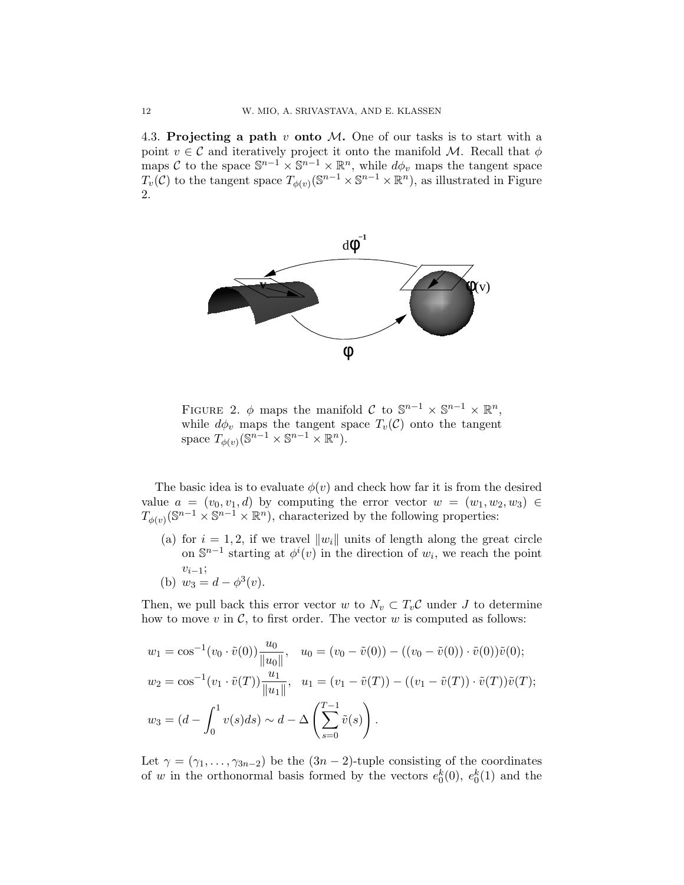4.3. **Projecting a path $v$ onto $\mathcal{M}$.** One of our tasks is to start with a point $v \in \mathcal{C}$ and iteratively project it onto the manifold $\mathcal{M}$. Recall that $\phi$ maps $\mathcal{C}$ to the space $\mathbb{S}^{n-1} \times \mathbb{S}^{n-1} \times \mathbb{R}^n$, while $d\phi_v$ maps the tangent space $T_v(\mathcal{C})$ to the tangent space $T_{\phi(v)}(\mathbb{S}^{n-1} \times \mathbb{S}^{n-1} \times \mathbb{R}^n)$, as illustrated in Figure 2.

FIGURE 2. $\phi$ maps the manifold $\mathcal{C}$ to $\mathbb{S}^{n-1} \times \mathbb{S}^{n-1} \times \mathbb{R}^n$, while $d\phi_v$ maps the tangent space $T_v(\mathcal{C})$ onto the tangent space $T_{\phi(v)}(\mathbb{S}^{n-1} \times \mathbb{S}^{n-1} \times \mathbb{R}^n)$.

The basic idea is to evaluate $\phi(v)$ and check how far it is from the desired value $a = (v_0, v_1, d)$ by computing the error vector $w = (w_1, w_2, w_3) \in T_{\phi(v)}(\mathbb{S}^{n-1} \times \mathbb{S}^{n-1} \times \mathbb{R}^n)$, characterized by the following properties:

(a) for $i = 1, 2$, if we travel $\|w_i\|$ units of length along the great circle on $\mathbb{S}^{n-1}$ starting at $\phi^i(v)$ in the direction of $w_i$, we reach the point $v_{i-1}$;
(b) $w_3 = d - \phi^3(v)$.

Then, we pull back this error vector $w$ to $N_v \subset T_v\mathcal{C}$ under $J$ to determine how to move $v$ in $\mathcal{C}$, to first order. The vector $w$ is computed as follows:

$$w_1 = \cos^{-1}(v_0 \cdot \tilde{v}(0))\frac{u_0}{\|u_0\|}, \quad u_0 = (v_0 - \tilde{v}(0)) - ((v_0 - \tilde{v}(0)) \cdot \tilde{v}(0))\tilde{v}(0);$$

$$w_2 = \cos^{-1}(v_1 \cdot \tilde{v}(T))\frac{u_1}{\|u_1\|}, \quad u_1 = (v_1 - \tilde{v}(T)) - ((v_1 - \tilde{v}(T)) \cdot \tilde{v}(T))\tilde{v}(T);$$

$$w_3 = (d - \int_0^1 v(s)ds) \sim d - \Delta\left(\sum_{s=0}^{T-1} \tilde{v}(s)\right).$$

Let $\gamma = (\gamma_1, \ldots, \gamma_{3n-2})$ be the $(3n-2)$-tuple consisting of the coordinates of $w$ in the orthonormal basis formed by the vectors $e_0^k(0)$, $e_0^k(1)$ and the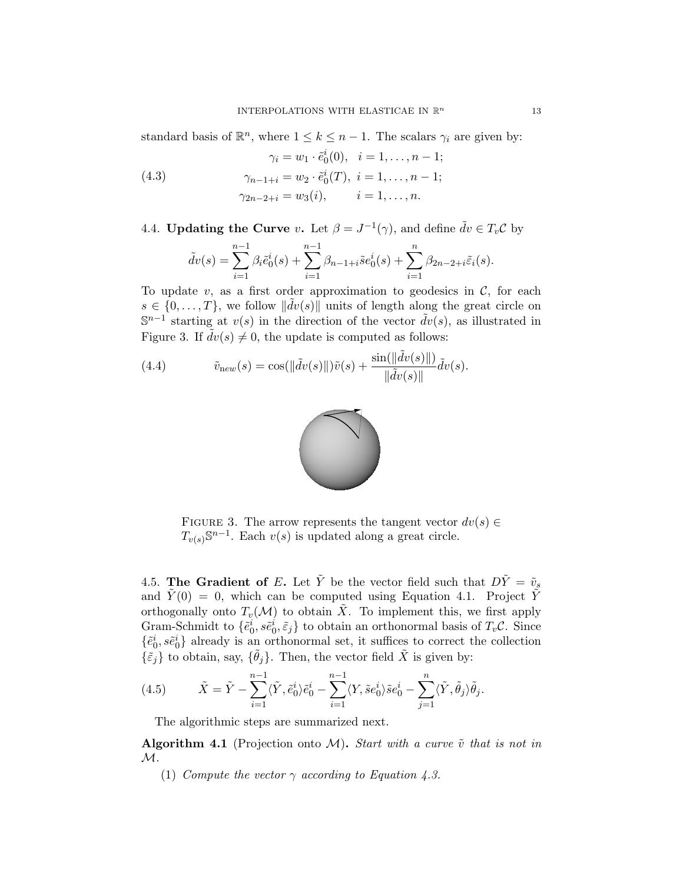standard basis of $\mathbb{R}^n$, where $1 \le k \le n-1$. The scalars $\gamma_i$ are given by:

$$
\begin{aligned}
\gamma_i &= w_1 \cdot \tilde{e}_0^i(0), \quad i = 1, \ldots, n-1; \\
\gamma_{n-1+i} &= w_2 \cdot \tilde{e}_0^i(T), \;\; i = 1, \ldots, n-1; \qquad (4.3) \\
\gamma_{2n-2+i} &= w_3(i), \qquad\;\; i = 1, \ldots, n.
\end{aligned}
$$

### 4.4. Updating the Curve $v$.

Let $\beta = J^{-1}(\gamma)$, and define $\tilde{dv} \in T_v\mathcal{C}$ by

$$
\tilde{dv}(s) = \sum_{i=1}^{n-1} \beta_i \tilde{e}_0^i(s) + \sum_{i=1}^{n-1} \beta_{n-1+i} \tilde{s}e_0^i(s) + \sum_{i=1}^{n} \beta_{2n-2+i} \tilde{\varepsilon}_i(s).
$$

To update $v$, as a first order approximation to geodesics in $\mathcal{C}$, for each $s \in \{0, \ldots, T\}$, we follow $\|\tilde{dv}(s)\|$ units of length along the great circle on $\mathbb{S}^{n-1}$ starting at $v(s)$ in the direction of the vector $\tilde{dv}(s)$, as illustrated in Figure 3. If $\tilde{dv}(s) \neq 0$, the update is computed as follows:

$$
\tilde{v}_{\text{new}}(s) = \cos(\|\tilde{dv}(s)\|)\tilde{v}(s) + \frac{\sin(\|\tilde{dv}(s)\|)}{\|\tilde{dv}(s)\|}\tilde{dv}(s). \tag{4.4}
$$

FIGURE 3. The arrow represents the tangent vector $dv(s) \in T_{v(s)}\mathbb{S}^{n-1}$. Each $v(s)$ is updated along a great circle.

### 4.5. The Gradient of $E$.

Let $\tilde{Y}$ be the vector field such that $D\tilde{Y} = \tilde{v}_s$ and $\tilde{Y}(0) = 0$, which can be computed using Equation 4.1. Project $\tilde{Y}$ orthogonally onto $T_v(\mathcal{M})$ to obtain $\tilde{X}$. To implement this, we first apply Gram-Schmidt to $\{\tilde{e}_0^i, s\tilde{e}_0^i, \tilde{\varepsilon}_j\}$ to obtain an orthonormal basis of $T_v\mathcal{C}$. Since $\{\tilde{e}_0^i, s\tilde{e}_0^i\}$ already is an orthonormal set, it suffices to correct the collection $\{\tilde{\varepsilon}_j\}$ to obtain, say, $\{\tilde{\theta}_j\}$. Then, the vector field $\tilde{X}$ is given by:

$$
\tilde{X} = \tilde{Y} - \sum_{i=1}^{n-1} \langle \tilde{Y}, \tilde{e}_0^i \rangle \tilde{e}_0^i - \sum_{i=1}^{n-1} \langle Y, \tilde{s}e_0^i \rangle \tilde{s}e_0^i - \sum_{j=1}^{n} \langle \tilde{Y}, \tilde{\theta}_j \rangle \tilde{\theta}_j. \tag{4.5}
$$

The algorithmic steps are summarized next.

**Algorithm 4.1** (Projection onto $\mathcal{M}$)**.** *Start with a curve $\tilde{v}$ that is not in $\mathcal{M}$.*

1. *Compute the vector $\gamma$ according to Equation 4.3.*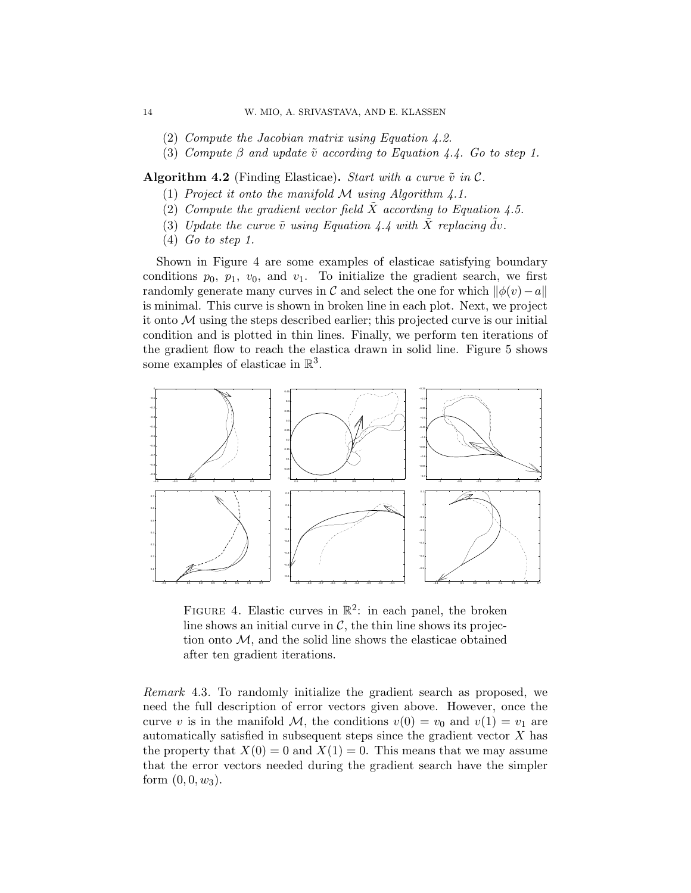(2) *Compute the Jacobian matrix using Equation 4.2.*
(3) *Compute $\beta$ and update $\tilde{v}$ according to Equation 4.4. Go to step 1.*

**Algorithm 4.2** (Finding Elasticae)**.** *Start with a curve $\tilde{v}$ in $\mathcal{C}$.*

(1) *Project it onto the manifold $\mathcal{M}$ using Algorithm 4.1.*
(2) *Compute the gradient vector field $\tilde{X}$ according to Equation 4.5.*
(3) *Update the curve $\tilde{v}$ using Equation 4.4 with $\tilde{X}$ replacing $\tilde{dv}$.*
(4) *Go to step 1.*

Shown in Figure 4 are some examples of elasticae satisfying boundary conditions $p_0$, $p_1$, $v_0$, and $v_1$. To initialize the gradient search, we first randomly generate many curves in $\mathcal{C}$ and select the one for which $\|\phi(v) - a\|$ is minimal. This curve is shown in broken line in each plot. Next, we project it onto $\mathcal{M}$ using the steps described earlier; this projected curve is our initial condition and is plotted in thin lines. Finally, we perform ten iterations of the gradient flow to reach the elastica drawn in solid line. Figure 5 shows some examples of elasticae in $\mathbb{R}^3$.

FIGURE 4. Elastic curves in $\mathbb{R}^2$: in each panel, the broken line shows an initial curve in $\mathcal{C}$, the thin line shows its projection onto $\mathcal{M}$, and the solid line shows the elasticae obtained after ten gradient iterations.

*Remark* 4.3. To randomly initialize the gradient search as proposed, we need the full description of error vectors given above. However, once the curve $v$ is in the manifold $\mathcal{M}$, the conditions $v(0) = v_0$ and $v(1) = v_1$ are automatically satisfied in subsequent steps since the gradient vector $X$ has the property that $X(0) = 0$ and $X(1) = 0$. This means that we may assume that the error vectors needed during the gradient search have the simpler form $(0, 0, w_3)$.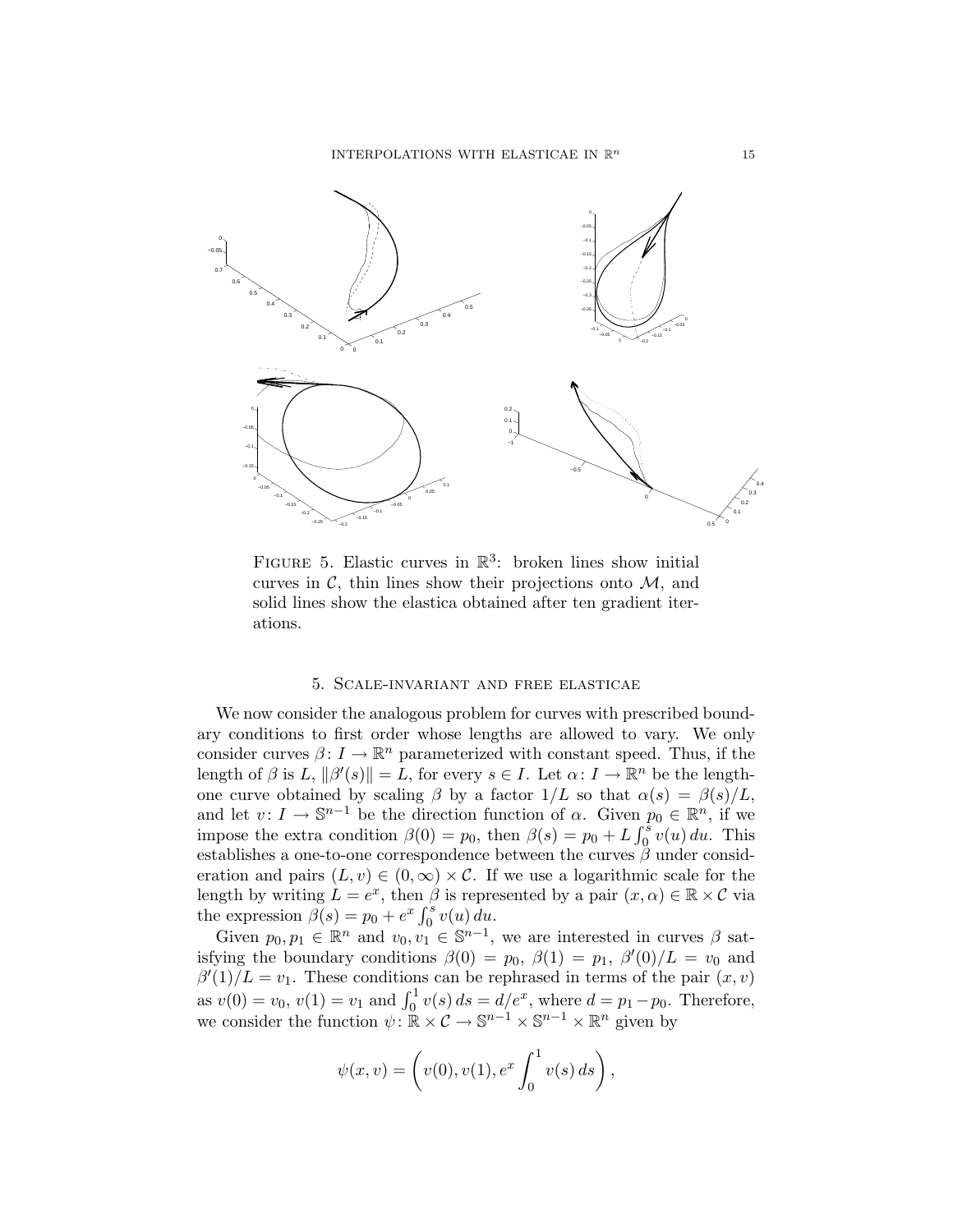Figure 5. Elastic curves in $\mathbb{R}^3$: broken lines show initial curves in $\mathcal{C}$, thin lines show their projections onto $\mathcal{M}$, and solid lines show the elastica obtained after ten gradient iterations.

## 5. Scale-invariant and free elasticae

We now consider the analogous problem for curves with prescribed boundary conditions to first order whose lengths are allowed to vary. We only consider curves $\beta\colon I \to \mathbb{R}^n$ parameterized with constant speed. Thus, if the length of $\beta$ is $L$, $\|\beta'(s)\| = L$, for every $s \in I$. Let $\alpha\colon I \to \mathbb{R}^n$ be the length-one curve obtained by scaling $\beta$ by a factor $1/L$ so that $\alpha(s) = \beta(s)/L$, and let $v\colon I \to \mathbb{S}^{n-1}$ be the direction function of $\alpha$. Given $p_0 \in \mathbb{R}^n$, if we impose the extra condition $\beta(0) = p_0$, then $\beta(s) = p_0 + L\int_0^s v(u)\,du$. This establishes a one-to-one correspondence between the curves $\beta$ under consideration and pairs $(L, v) \in (0, \infty) \times \mathcal{C}$. If we use a logarithmic scale for the length by writing $L = e^x$, then $\beta$ is represented by a pair $(x, \alpha) \in \mathbb{R} \times \mathcal{C}$ via the expression $\beta(s) = p_0 + e^x \int_0^s v(u)\,du$.

Given $p_0, p_1 \in \mathbb{R}^n$ and $v_0, v_1 \in \mathbb{S}^{n-1}$, we are interested in curves $\beta$ satisfying the boundary conditions $\beta(0) = p_0$, $\beta(1) = p_1$, $\beta'(0)/L = v_0$ and $\beta'(1)/L = v_1$. These conditions can be rephrased in terms of the pair $(x, v)$ as $v(0) = v_0$, $v(1) = v_1$ and $\int_0^1 v(s)\,ds = d/e^x$, where $d = p_1 - p_0$. Therefore, we consider the function $\psi\colon \mathbb{R} \times \mathcal{C} \to \mathbb{S}^{n-1} \times \mathbb{S}^{n-1} \times \mathbb{R}^n$ given by

$$\psi(x, v) = \left( v(0), v(1), e^x \int_0^1 v(s)\,ds \right),$$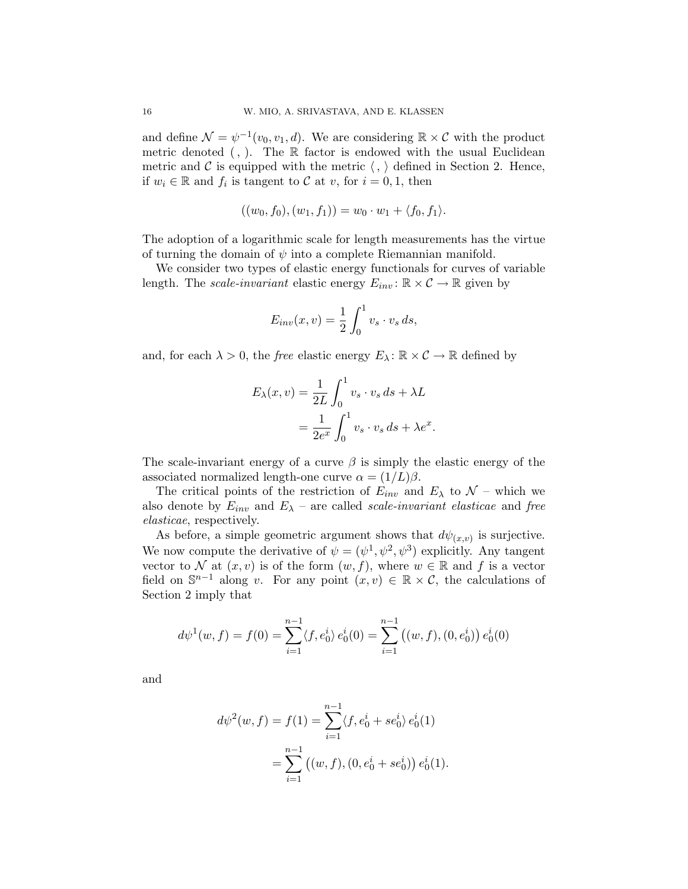and define $\mathcal{N} = \psi^{-1}(v_0, v_1, d)$. We are considering $\mathbb{R} \times \mathcal{C}$ with the product metric denoted $( \, , \, )$. The $\mathbb{R}$ factor is endowed with the usual Euclidean metric and $\mathcal{C}$ is equipped with the metric $\langle \, , \, \rangle$ defined in Section 2. Hence, if $w_i \in \mathbb{R}$ and $f_i$ is tangent to $\mathcal{C}$ at $v$, for $i = 0, 1$, then

$$((w_0, f_0), (w_1, f_1)) = w_0 \cdot w_1 + \langle f_0, f_1 \rangle.$$

The adoption of a logarithmic scale for length measurements has the virtue of turning the domain of $\psi$ into a complete Riemannian manifold.

We consider two types of elastic energy functionals for curves of variable length. The *scale-invariant* elastic energy $E_{inv} \colon \mathbb{R} \times \mathcal{C} \to \mathbb{R}$ given by

$$E_{inv}(x, v) = \frac{1}{2} \int_0^1 v_s \cdot v_s \, ds,$$

and, for each $\lambda > 0$, the *free* elastic energy $E_\lambda \colon \mathbb{R} \times \mathcal{C} \to \mathbb{R}$ defined by

$$\begin{aligned} E_\lambda(x, v) &= \frac{1}{2L} \int_0^1 v_s \cdot v_s \, ds + \lambda L \\ &= \frac{1}{2e^x} \int_0^1 v_s \cdot v_s \, ds + \lambda e^x. \end{aligned}$$

The scale-invariant energy of a curve $\beta$ is simply the elastic energy of the associated normalized length-one curve $\alpha = (1/L)\beta$.

The critical points of the restriction of $E_{inv}$ and $E_\lambda$ to $\mathcal{N}$ – which we also denote by $E_{inv}$ and $E_\lambda$ – are called *scale-invariant elasticae* and *free elasticae*, respectively.

As before, a simple geometric argument shows that $d\psi_{(x,v)}$ is surjective. We now compute the derivative of $\psi = (\psi^1, \psi^2, \psi^3)$ explicitly. Any tangent vector to $\mathcal{N}$ at $(x, v)$ is of the form $(w, f)$, where $w \in \mathbb{R}$ and $f$ is a vector field on $\mathbb{S}^{n-1}$ along $v$. For any point $(x, v) \in \mathbb{R} \times \mathcal{C}$, the calculations of Section 2 imply that

$$d\psi^1(w, f) = f(0) = \sum_{i=1}^{n-1} \langle f, e_0^i \rangle \, e_0^i(0) = \sum_{i=1}^{n-1} \big( (w, f), (0, e_0^i) \big) \, e_0^i(0)$$

and

$$\begin{aligned} d\psi^2(w, f) = f(1) &= \sum_{i=1}^{n-1} \langle f, e_0^i + s e_0^i \rangle \, e_0^i(1) \\ &= \sum_{i=1}^{n-1} \big( (w, f), (0, e_0^i + s e_0^i) \big) \, e_0^i(1). \end{aligned}$$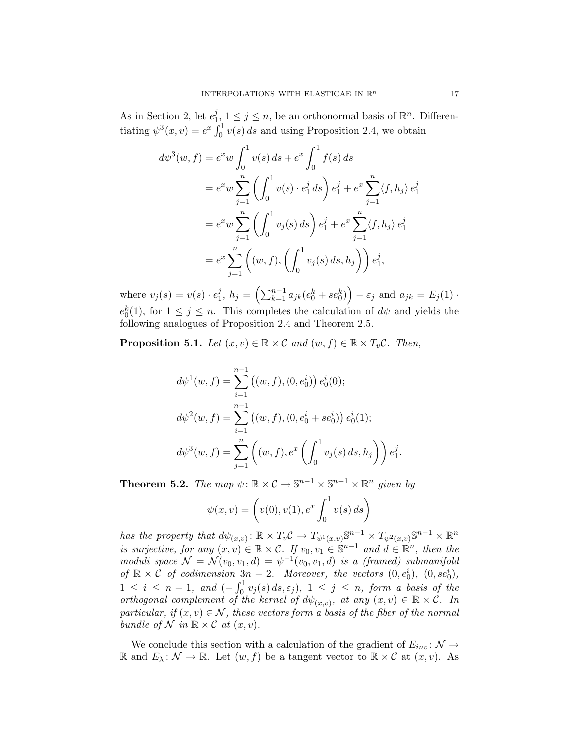As in Section 2, let $e_1^j$, $1 \le j \le n$, be an orthonormal basis of $\mathbb{R}^n$. Differentiating $\psi^3(x,v) = e^x \int_0^1 v(s)\, ds$ and using Proposition 2.4, we obtain

$$
\begin{aligned}
d\psi^3(w,f) &= e^x w \int_0^1 v(s)\, ds + e^x \int_0^1 f(s)\, ds \\
&= e^x w \sum_{j=1}^n \left( \int_0^1 v(s) \cdot e_1^j \, ds \right) e_1^j + e^x \sum_{j=1}^n \langle f, h_j \rangle \, e_1^j \\
&= e^x w \sum_{j=1}^n \left( \int_0^1 v_j(s)\, ds \right) e_1^j + e^x \sum_{j=1}^n \langle f, h_j \rangle \, e_1^j \\
&= e^x \sum_{j=1}^n \left( (w,f), \left( \int_0^1 v_j(s)\, ds, h_j \right) \right) e_1^j,
\end{aligned}
$$

where $v_j(s) = v(s) \cdot e_1^j$, $h_j = \left( \sum_{k=1}^{n-1} a_{jk}(e_0^k + s e_0^k) \right) - \varepsilon_j$ and $a_{jk} = E_j(1) \cdot e_0^k(1)$, for $1 \le j \le n$. This completes the calculation of $d\psi$ and yields the following analogues of Proposition 2.4 and Theorem 2.5.

**Proposition 5.1.** *Let $(x,v) \in \mathbb{R} \times \mathcal{C}$ and $(w,f) \in \mathbb{R} \times T_v\mathcal{C}$. Then,*

$$
\begin{aligned}
d\psi^1(w,f) &= \sum_{i=1}^{n-1} \big( (w,f), (0, e_0^i) \big)\, e_0^i(0); \\
d\psi^2(w,f) &= \sum_{i=1}^{n-1} \big( (w,f), (0, e_0^i + s e_0^i) \big)\, e_0^i(1); \\
d\psi^3(w,f) &= \sum_{j=1}^{n} \left( (w,f), e^x \left( \int_0^1 v_j(s)\, ds, h_j \right) \right) e_1^j.
\end{aligned}
$$

**Theorem 5.2.** *The map $\psi \colon \mathbb{R} \times \mathcal{C} \to \mathbb{S}^{n-1} \times \mathbb{S}^{n-1} \times \mathbb{R}^n$ given by*

$$
\psi(x,v) = \left( v(0), v(1), e^x \int_0^1 v(s)\, ds \right)
$$

*has the property that $d\psi_{(x,v)} \colon \mathbb{R} \times T_v\mathcal{C} \to T_{\psi^1(x,v)}\mathbb{S}^{n-1} \times T_{\psi^2(x,v)}\mathbb{S}^{n-1} \times \mathbb{R}^n$ is surjective, for any $(x,v) \in \mathbb{R} \times \mathcal{C}$. If $v_0, v_1 \in \mathbb{S}^{n-1}$ and $d \in \mathbb{R}^n$, then the moduli space $\mathcal{N} = \mathcal{N}(v_0, v_1, d) = \psi^{-1}(v_0, v_1, d)$ is a (framed) submanifold of $\mathbb{R} \times \mathcal{C}$ of codimension $3n-2$. Moreover, the vectors $(0, e_0^i)$, $(0, s e_0^i)$, $1 \le i \le n-1$, and $(-\int_0^1 v_j(s)\, ds, \varepsilon_j)$, $1 \le j \le n$, form a basis of the orthogonal complement of the kernel of $d\psi_{(x,v)}$, at any $(x,v) \in \mathbb{R} \times \mathcal{C}$. In particular, if $(x,v) \in \mathcal{N}$, these vectors form a basis of the fiber of the normal bundle of $\mathcal{N}$ in $\mathbb{R} \times \mathcal{C}$ at $(x,v)$.*

We conclude this section with a calculation of the gradient of $E_{inv} \colon \mathcal{N} \to \mathbb{R}$ and $E_\lambda \colon \mathcal{N} \to \mathbb{R}$. Let $(w,f)$ be a tangent vector to $\mathbb{R} \times \mathcal{C}$ at $(x,v)$. As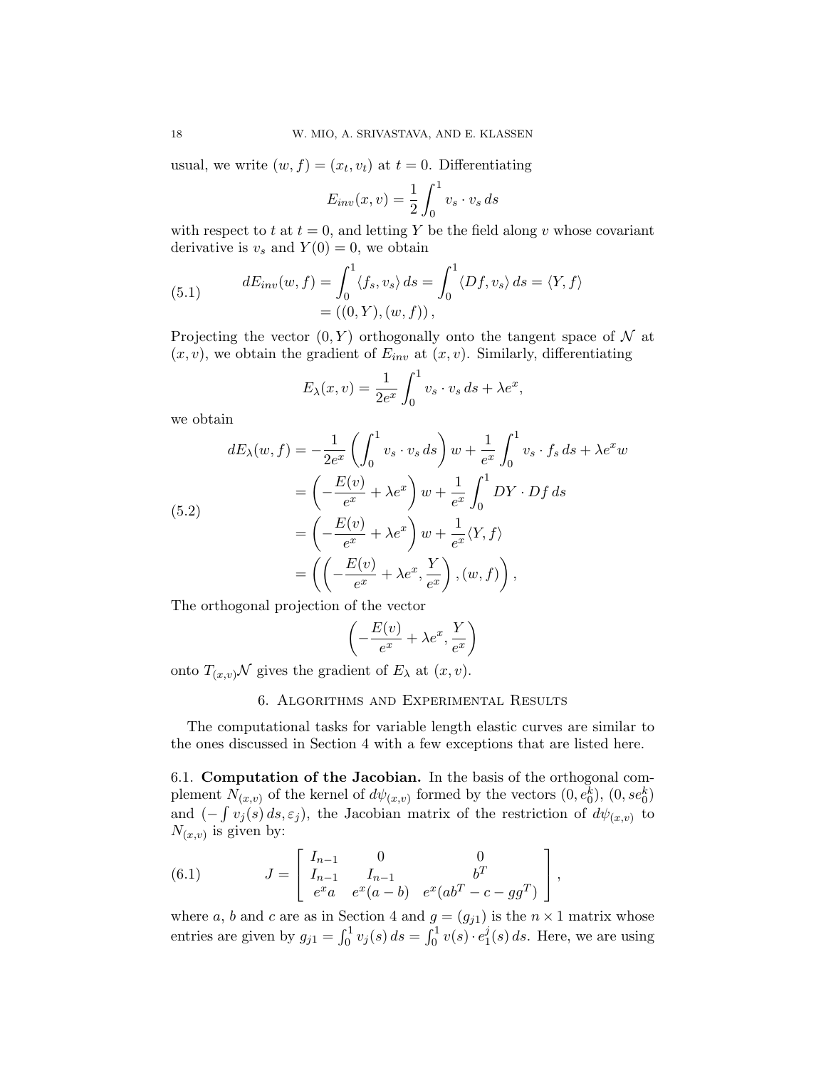usual, we write $(w, f) = (x_t, v_t)$ at $t = 0$. Differentiating

$$E_{inv}(x, v) = \frac{1}{2} \int_0^1 v_s \cdot v_s \, ds$$

with respect to $t$ at $t = 0$, and letting $Y$ be the field along $v$ whose covariant derivative is $v_s$ and $Y(0) = 0$, we obtain

$$\begin{aligned} dE_{inv}(w, f) &= \int_0^1 \langle f_s, v_s \rangle \, ds = \int_0^1 \langle Df, v_s \rangle \, ds = \langle Y, f \rangle \\ &= ((0, Y), (w, f)), \end{aligned} \tag{5.1}$$

Projecting the vector $(0, Y)$ orthogonally onto the tangent space of $\mathcal{N}$ at $(x, v)$, we obtain the gradient of $E_{inv}$ at $(x, v)$. Similarly, differentiating

$$E_\lambda(x, v) = \frac{1}{2e^x} \int_0^1 v_s \cdot v_s \, ds + \lambda e^x,$$

we obtain

$$\begin{aligned} dE_\lambda(w, f) &= -\frac{1}{2e^x} \left( \int_0^1 v_s \cdot v_s \, ds \right) w + \frac{1}{e^x} \int_0^1 v_s \cdot f_s \, ds + \lambda e^x w \\ &= \left( -\frac{E(v)}{e^x} + \lambda e^x \right) w + \frac{1}{e^x} \int_0^1 DY \cdot Df \, ds \\ &= \left( -\frac{E(v)}{e^x} + \lambda e^x \right) w + \frac{1}{e^x} \langle Y, f \rangle \\ &= \left( \left( -\frac{E(v)}{e^x} + \lambda e^x, \frac{Y}{e^x} \right), (w, f) \right), \end{aligned} \tag{5.2}$$

The orthogonal projection of the vector

$$\left( -\frac{E(v)}{e^x} + \lambda e^x, \frac{Y}{e^x} \right)$$

onto $T_{(x,v)}\mathcal{N}$ gives the gradient of $E_\lambda$ at $(x, v)$.

## 6. Algorithms and Experimental Results

The computational tasks for variable length elastic curves are similar to the ones discussed in Section 4 with a few exceptions that are listed here.

6.1. **Computation of the Jacobian.** In the basis of the orthogonal complement $N_{(x,v)}$ of the kernel of $d\psi_{(x,v)}$ formed by the vectors $(0, e_0^k)$, $(0, se_0^k)$ and $(-\int v_j(s) \, ds, \varepsilon_j)$, the Jacobian matrix of the restriction of $d\psi_{(x,v)}$ to $N_{(x,v)}$ is given by:

$$J = \begin{bmatrix} I_{n-1} & 0 & 0 \\ I_{n-1} & I_{n-1} & b^T \\ e^x a & e^x(a - b) & e^x(ab^T - c - gg^T) \end{bmatrix}, \tag{6.1}$$

where $a$, $b$ and $c$ are as in Section 4 and $g = (g_{j1})$ is the $n \times 1$ matrix whose entries are given by $g_{j1} = \int_0^1 v_j(s) \, ds = \int_0^1 v(s) \cdot e_1^j(s) \, ds$. Here, we are using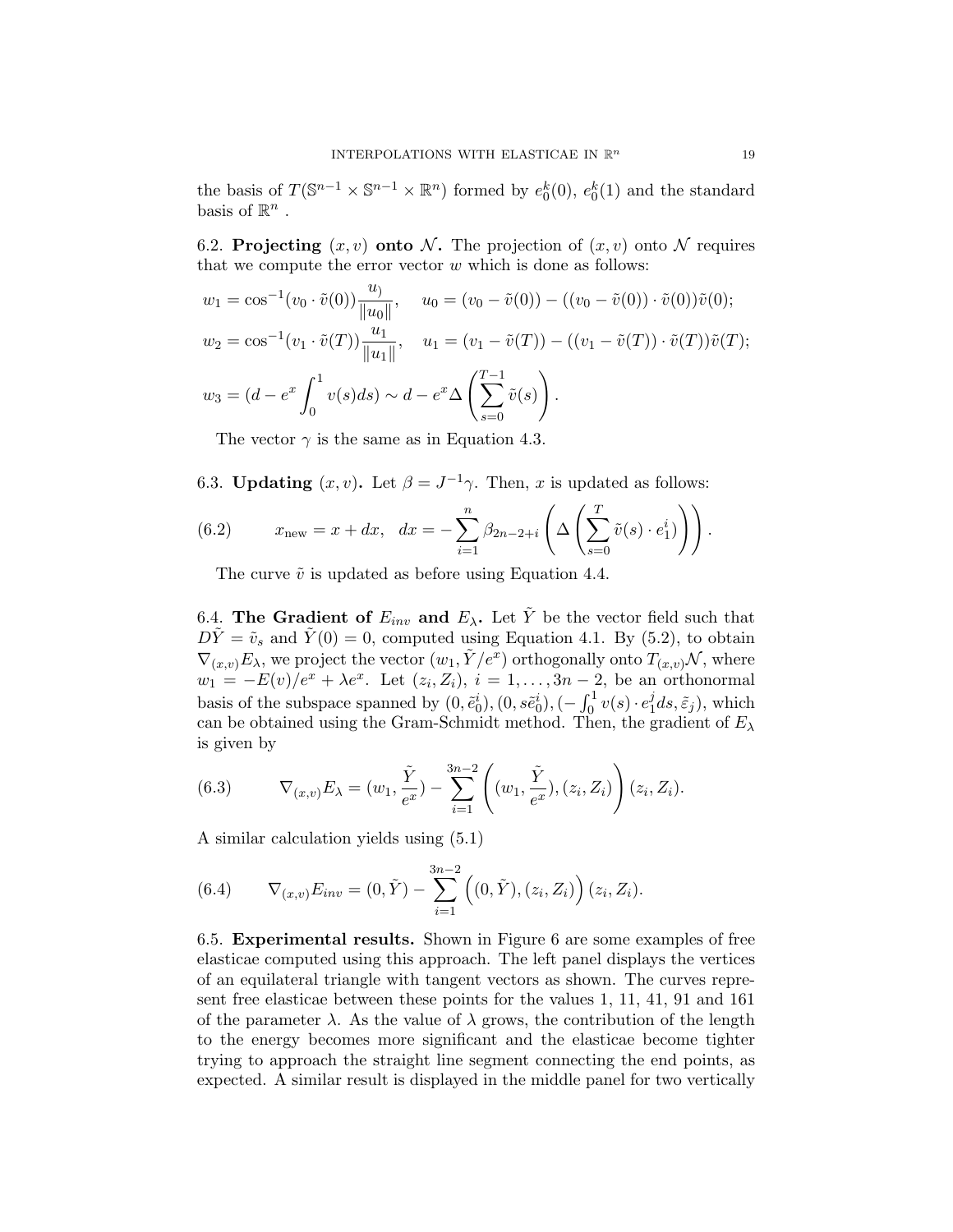the basis of $T(\mathbb{S}^{n-1} \times \mathbb{S}^{n-1} \times \mathbb{R}^n)$ formed by $e_0^k(0)$, $e_0^k(1)$ and the standard basis of $\mathbb{R}^n$ .

6.2. **Projecting** $(x, v)$ **onto** $\mathcal{N}$**.** The projection of $(x, v)$ onto $\mathcal{N}$ requires that we compute the error vector $w$ which is done as follows:

$$w_1 = \cos^{-1}(v_0 \cdot \tilde{v}(0)) \frac{u_)}{\|u_0\|}, \quad u_0 = (v_0 - \tilde{v}(0)) - ((v_0 - \tilde{v}(0)) \cdot \tilde{v}(0))\tilde{v}(0);$$

$$w_2 = \cos^{-1}(v_1 \cdot \tilde{v}(T)) \frac{u_1}{\|u_1\|}, \quad u_1 = (v_1 - \tilde{v}(T)) - ((v_1 - \tilde{v}(T)) \cdot \tilde{v}(T))\tilde{v}(T);$$

$$w_3 = (d - e^x \int_0^1 v(s)ds) \sim d - e^x \Delta \left( \sum_{s=0}^{T-1} \tilde{v}(s) \right).$$

The vector $\gamma$ is the same as in Equation 4.3.

6.3. **Updating** $(x, v)$**.** Let $\beta = J^{-1}\gamma$. Then, $x$ is updated as follows:

$$x_{\text{new}} = x + dx, \quad dx = -\sum_{i=1}^{n} \beta_{2n-2+i} \left( \Delta \left( \sum_{s=0}^{T} \tilde{v}(s) \cdot e_1^i \right) \right). \tag{6.2}$$

The curve $\tilde{v}$ is updated as before using Equation 4.4.

6.4. **The Gradient of** $E_{inv}$ **and** $E_\lambda$**.** Let $\tilde{Y}$ be the vector field such that $D\tilde{Y} = \tilde{v}_s$ and $\tilde{Y}(0) = 0$, computed using Equation 4.1. By (5.2), to obtain $\nabla_{(x,v)} E_\lambda$, we project the vector $(w_1, \tilde{Y}/e^x)$ orthogonally onto $T_{(x,v)}\mathcal{N}$, where $w_1 = -E(v)/e^x + \lambda e^x$. Let $(z_i, Z_i)$, $i = 1, \ldots, 3n-2$, be an orthonormal basis of the subspace spanned by $(0, \tilde{e}_0^i), (0, s\tilde{e}_0^i), (-\int_0^1 v(s) \cdot e_1^j ds, \tilde{\varepsilon}_j)$, which can be obtained using the Gram-Schmidt method. Then, the gradient of $E_\lambda$ is given by

$$\nabla_{(x,v)} E_\lambda = (w_1, \frac{\tilde{Y}}{e^x}) - \sum_{i=1}^{3n-2} \left( (w_1, \frac{\tilde{Y}}{e^x}), (z_i, Z_i) \right) (z_i, Z_i). \tag{6.3}$$

A similar calculation yields using (5.1)

$$\nabla_{(x,v)} E_{inv} = (0, \tilde{Y}) - \sum_{i=1}^{3n-2} \Big( (0, \tilde{Y}), (z_i, Z_i) \Big) (z_i, Z_i). \tag{6.4}$$

6.5. **Experimental results.** Shown in Figure 6 are some examples of free elasticae computed using this approach. The left panel displays the vertices of an equilateral triangle with tangent vectors as shown. The curves represent free elasticae between these points for the values 1, 11, 41, 91 and 161 of the parameter $\lambda$. As the value of $\lambda$ grows, the contribution of the length to the energy becomes more significant and the elasticae become tighter trying to approach the straight line segment connecting the end points, as expected. A similar result is displayed in the middle panel for two vertically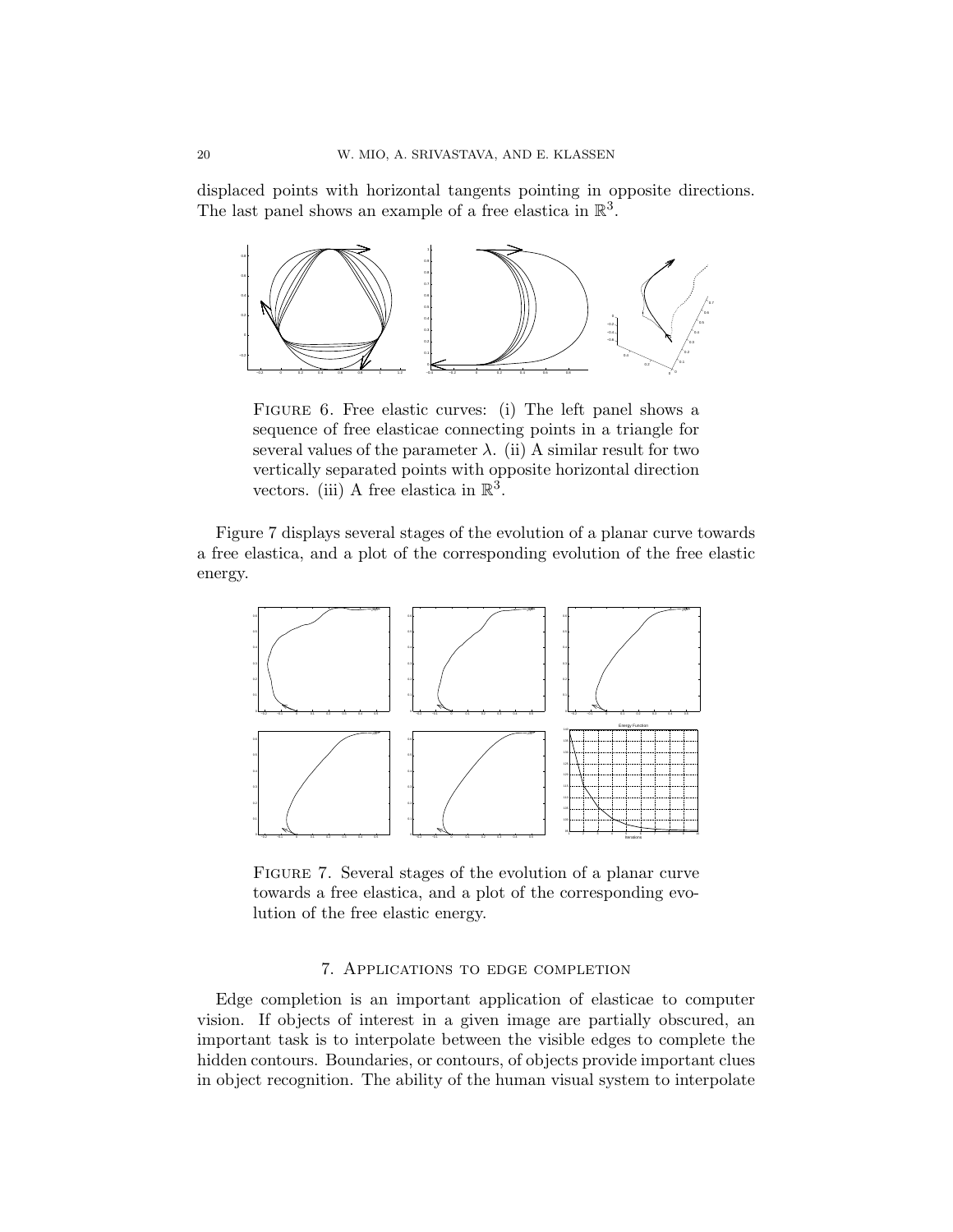displaced points with horizontal tangents pointing in opposite directions. The last panel shows an example of a free elastica in $\mathbb{R}^3$.

Figure 6. Free elastic curves: (i) The left panel shows a sequence of free elasticae connecting points in a triangle for several values of the parameter $\lambda$. (ii) A similar result for two vertically separated points with opposite horizontal direction vectors. (iii) A free elastica in $\mathbb{R}^3$.

Figure 7 displays several stages of the evolution of a planar curve towards a free elastica, and a plot of the corresponding evolution of the free elastic energy.

Figure 7. Several stages of the evolution of a planar curve towards a free elastica, and a plot of the corresponding evolution of the free elastic energy.

## 7. Applications to edge completion

Edge completion is an important application of elasticae to computer vision. If objects of interest in a given image are partially obscured, an important task is to interpolate between the visible edges to complete the hidden contours. Boundaries, or contours, of objects provide important clues in object recognition. The ability of the human visual system to interpolate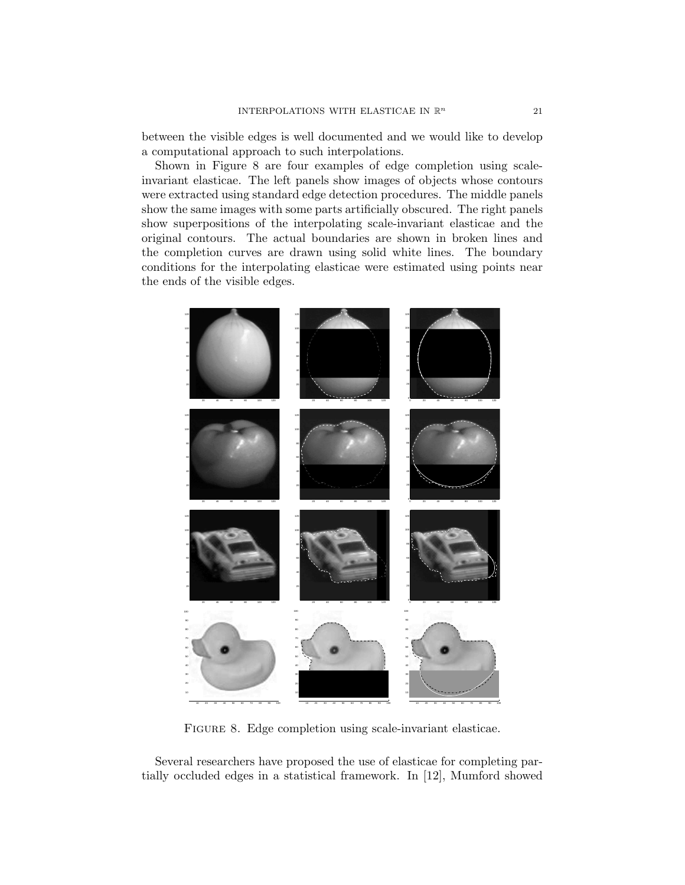between the visible edges is well documented and we would like to develop a computational approach to such interpolations.

Shown in Figure 8 are four examples of edge completion using scale-invariant elasticae. The left panels show images of objects whose contours were extracted using standard edge detection procedures. The middle panels show the same images with some parts artificially obscured. The right panels show superpositions of the interpolating scale-invariant elasticae and the original contours. The actual boundaries are shown in broken lines and the completion curves are drawn using solid white lines. The boundary conditions for the interpolating elasticae were estimated using points near the ends of the visible edges.

Figure 8. Edge completion using scale-invariant elasticae.

Several researchers have proposed the use of elasticae for completing partially occluded edges in a statistical framework. In [12], Mumford showed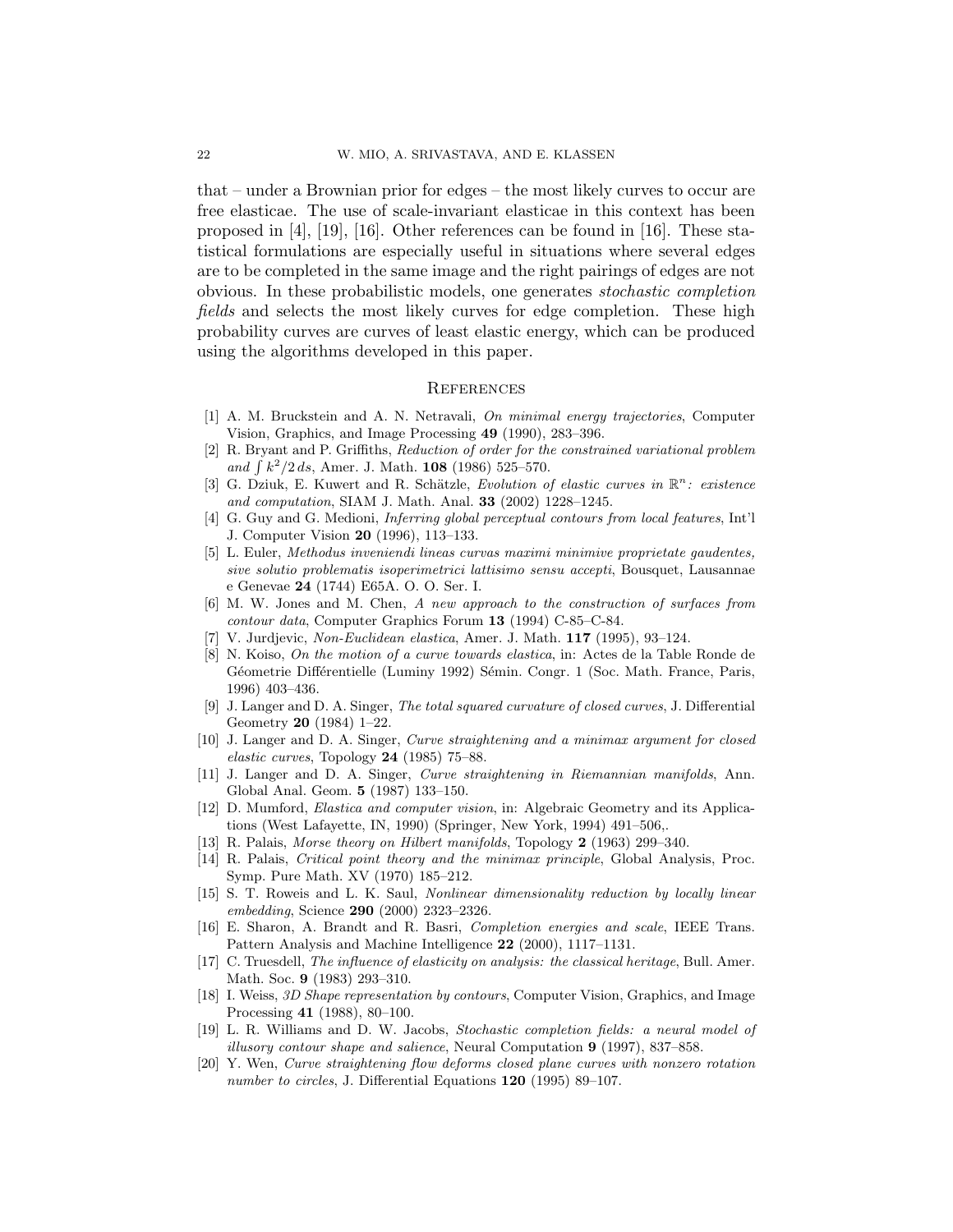that – under a Brownian prior for edges – the most likely curves to occur are free elasticae. The use of scale-invariant elasticae in this context has been proposed in [4], [19], [16]. Other references can be found in [16]. These statistical formulations are especially useful in situations where several edges are to be completed in the same image and the right pairings of edges are not obvious. In these probabilistic models, one generates *stochastic completion fields* and selects the most likely curves for edge completion. These high probability curves are curves of least elastic energy, which can be produced using the algorithms developed in this paper.

## References

[1] A. M. Bruckstein and A. N. Netravali, *On minimal energy trajectories*, Computer Vision, Graphics, and Image Processing **49** (1990), 283–396.

[2] R. Bryant and P. Griffiths, *Reduction of order for the constrained variational problem and* $\int k^2/2\, ds$, Amer. J. Math. **108** (1986) 525–570.

[3] G. Dziuk, E. Kuwert and R. Schätzle, *Evolution of elastic curves in* $\mathbb{R}^n$*: existence and computation*, SIAM J. Math. Anal. **33** (2002) 1228–1245.

[4] G. Guy and G. Medioni, *Inferring global perceptual contours from local features*, Int'l J. Computer Vision **20** (1996), 113–133.

[5] L. Euler, *Methodus inveniendi lineas curvas maximi minimive proprietate gaudentes, sive solutio problematis isoperimetrici lattisimo sensu accepti*, Bousquet, Lausannae e Genevae **24** (1744) E65A. O. O. Ser. I.

[6] M. W. Jones and M. Chen, *A new approach to the construction of surfaces from contour data*, Computer Graphics Forum **13** (1994) C-85–C-84.

[7] V. Jurjdevic, *Non-Euclidean elastica*, Amer. J. Math. **117** (1995), 93–124.

[8] N. Koiso, *On the motion of a curve towards elastica*, in: Actes de la Table Ronde de Géometrie Différentielle (Luminy 1992) Sémin. Congr. 1 (Soc. Math. France, Paris, 1996) 403–436.

[9] J. Langer and D. A. Singer, *The total squared curvature of closed curves*, J. Differential Geometry **20** (1984) 1–22.

[10] J. Langer and D. A. Singer, *Curve straightening and a minimax argument for closed elastic curves*, Topology **24** (1985) 75–88.

[11] J. Langer and D. A. Singer, *Curve straightening in Riemannian manifolds*, Ann. Global Anal. Geom. **5** (1987) 133–150.

[12] D. Mumford, *Elastica and computer vision*, in: Algebraic Geometry and its Applications (West Lafayette, IN, 1990) (Springer, New York, 1994) 491–506,.

[13] R. Palais, *Morse theory on Hilbert manifolds*, Topology **2** (1963) 299–340.

[14] R. Palais, *Critical point theory and the minimax principle*, Global Analysis, Proc. Symp. Pure Math. XV (1970) 185–212.

[15] S. T. Roweis and L. K. Saul, *Nonlinear dimensionality reduction by locally linear embedding*, Science **290** (2000) 2323–2326.

[16] E. Sharon, A. Brandt and R. Basri, *Completion energies and scale*, IEEE Trans. Pattern Analysis and Machine Intelligence **22** (2000), 1117–1131.

[17] C. Truesdell, *The influence of elasticity on analysis: the classical heritage*, Bull. Amer. Math. Soc. **9** (1983) 293–310.

[18] I. Weiss, *3D Shape representation by contours*, Computer Vision, Graphics, and Image Processing **41** (1988), 80–100.

[19] L. R. Williams and D. W. Jacobs, *Stochastic completion fields: a neural model of illusory contour shape and salience*, Neural Computation **9** (1997), 837–858.

[20] Y. Wen, *Curve straightening flow deforms closed plane curves with nonzero rotation number to circles*, J. Differential Equations **120** (1995) 89–107.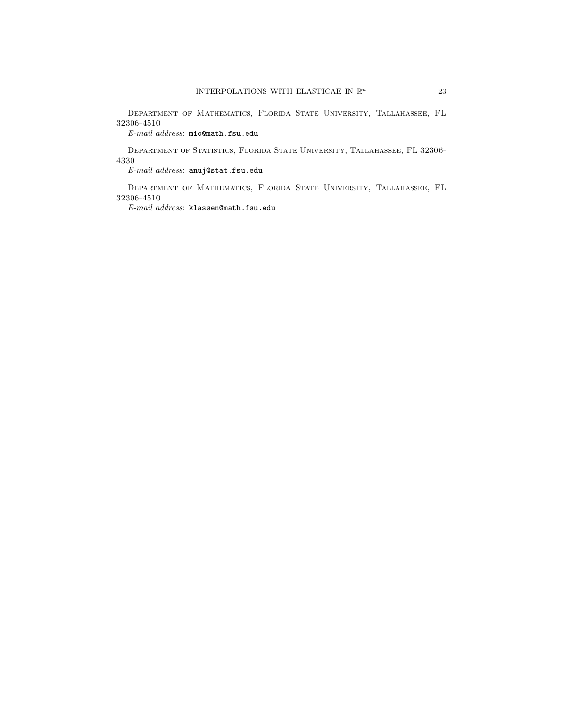Department of Mathematics, Florida State University, Tallahassee, FL 32306-4510

*E-mail address*: mio@math.fsu.edu

Department of Statistics, Florida State University, Tallahassee, FL 32306-4330

*E-mail address*: anuj@stat.fsu.edu

Department of Mathematics, Florida State University, Tallahassee, FL 32306-4510

*E-mail address*: klassen@math.fsu.edu